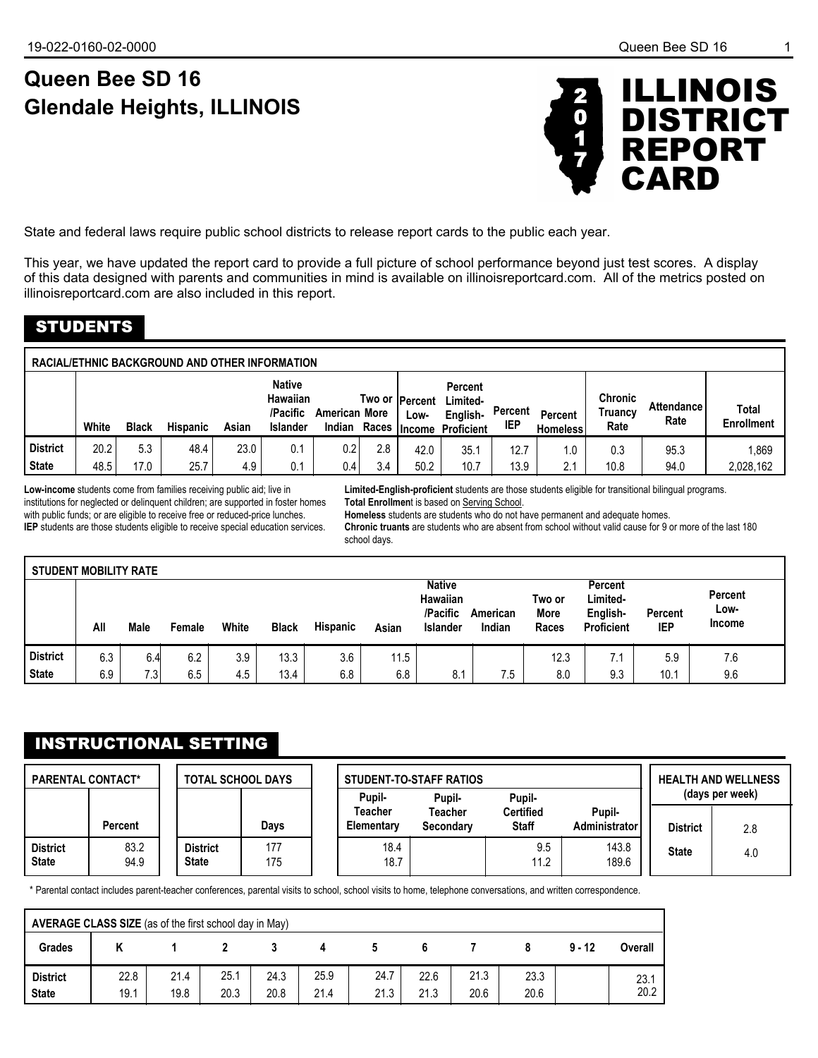# Queen Bee SD 16
# Glendale Heights, ILLINOIS

# 2017 ILLINOIS DISTRICT REPORT CARD

State and federal laws require public school districts to release report cards to the public each year.

This year, we have updated the report card to provide a full picture of school performance beyond just test scores. A display of this data designed with parents and communities in mind is available on illinoisreportcard.com. All of the metrics posted on illinoisreportcard.com are also included in this report.

## STUDENTS

**RACIAL/ETHNIC BACKGROUND AND OTHER INFORMATION**

| | White | Black | Hispanic | Asian | Native Hawaiian /Pacific Islander | American Indian | Two or More Races | Percent Low-Income | Percent Limited-English-Proficient | Percent IEP | Percent Homeless | Chronic Truancy Rate | Attendance Rate | Total Enrollment |
|---|---|---|---|---|---|---|---|---|---|---|---|---|---|---|
| District | 20.2 | 5.3 | 48.4 | 23.0 | 0.1 | 0.2 | 2.8 | 42.0 | 35.1 | 12.7 | 1.0 | 0.3 | 95.3 | 1,869 |
| State | 48.5 | 17.0 | 25.7 | 4.9 | 0.1 | 0.4 | 3.4 | 50.2 | 10.7 | 13.9 | 2.1 | 10.8 | 94.0 | 2,028,162 |

**Low-income** students come from families receiving public aid; live in institutions for neglected or delinquent children; are supported in foster homes with public funds; or are eligible to receive free or reduced-price lunches.
**IEP** students are those students eligible to receive special education services.

**Limited-English-proficient** students are those students eligible for transitional bilingual programs.
**Total Enrollment** is based on Serving School.
**Homeless** students are students who do not have permanent and adequate homes.
**Chronic truants** are students who are absent from school without valid cause for 9 or more of the last 180 school days.

**STUDENT MOBILITY RATE**

| | All | Male | Female | White | Black | Hispanic | Asian | Native Hawaiian /Pacific Islander | American Indian | Two or More Races | Percent Limited-English-Proficient | Percent IEP | Percent Low-Income |
|---|---|---|---|---|---|---|---|---|---|---|---|---|---|
| District | 6.3 | 6.4 | 6.2 | 3.9 | 13.3 | 3.6 | 11.5 | | | 12.3 | 7.1 | 5.9 | 7.6 |
| State | 6.9 | 7.3 | 6.5 | 4.5 | 13.4 | 6.8 | 6.8 | 8.1 | 7.5 | 8.0 | 9.3 | 10.1 | 9.6 |

## INSTRUCTIONAL SETTING

**PARENTAL CONTACT***

| | Percent |
|---|---|
| District | 83.2 |
| State | 94.9 |

**TOTAL SCHOOL DAYS**

| | Days |
|---|---|
| District | 177 |
| State | 175 |

**STUDENT-TO-STAFF RATIOS**

| | Pupil-Teacher Elementary | Pupil-Teacher Secondary | Pupil-Certified Staff | Pupil-Administrator |
|---|---|---|---|---|
| District | 18.4 | | 9.5 | 143.8 |
| State | 18.7 | | 11.2 | 189.6 |

**HEALTH AND WELLNESS (days per week)**

| | |
|---|---|
| District | 2.8 |
| State | 4.0 |

\* Parental contact includes parent-teacher conferences, parental visits to school, school visits to home, telephone conversations, and written correspondence.

**AVERAGE CLASS SIZE** (as of the first school day in May)

| Grades | K | 1 | 2 | 3 | 4 | 5 | 6 | 7 | 8 | 9 - 12 | Overall |
|---|---|---|---|---|---|---|---|---|---|---|---|
| District | 22.8 | 21.4 | 25.1 | 24.3 | 25.9 | 24.7 | 22.6 | 21.3 | 23.3 | | 23.1 |
| State | 19.1 | 19.8 | 20.3 | 20.8 | 21.4 | 21.3 | 21.3 | 20.6 | 20.6 | | 20.2 |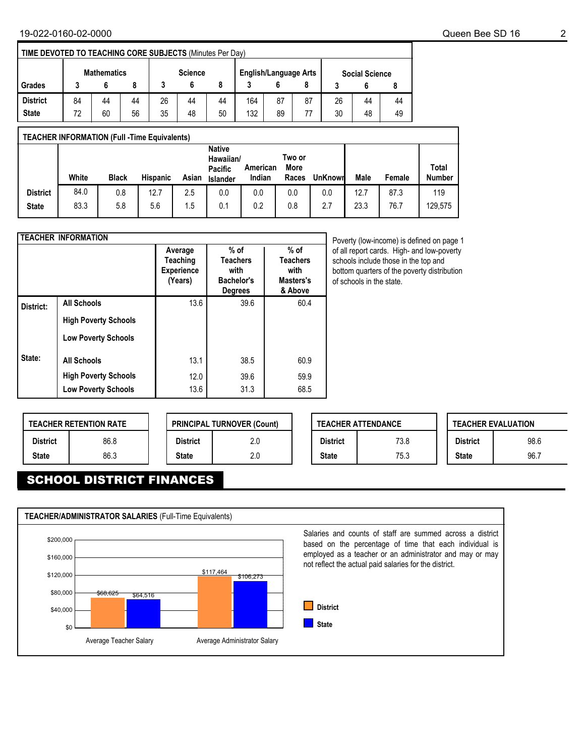## TIME DEVOTED TO TEACHING CORE SUBJECTS (Minutes Per Day)

| | Mathematics | | | Science | | | English/Language Arts | | | Social Science | | |
|---|---|---|---|---|---|---|---|---|---|---|---|---|
| **Grades** | **3** | **6** | **8** | **3** | **6** | **8** | **3** | **6** | **8** | **3** | **6** | **8** |
| **District** | 84 | 44 | 44 | 26 | 44 | 44 | 164 | 87 | 87 | 26 | 44 | 44 |
| **State** | 72 | 60 | 56 | 35 | 48 | 50 | 132 | 89 | 77 | 30 | 48 | 49 |

## TEACHER INFORMATION (Full -Time Equivalents)

| | White | Black | Hispanic | Asian | Native Hawaiian/ Pacific Islander | American Indian | Two or More Races | UnKnown | Male | Female | Total Number |
|---|---|---|---|---|---|---|---|---|---|---|---|
| **District** | 84.0 | 0.8 | 12.7 | 2.5 | 0.0 | 0.0 | 0.0 | 0.0 | 12.7 | 87.3 | 119 |
| **State** | 83.3 | 5.8 | 5.6 | 1.5 | 0.1 | 0.2 | 0.8 | 2.7 | 23.3 | 76.7 | 129,575 |

## TEACHER INFORMATION

| | | Average Teaching Experience (Years) | % of Teachers with Bachelor's Degrees | % of Teachers with Masters's & Above |
|---|---|---|---|---|
| **District:** | **All Schools** | 13.6 | 39.6 | 60.4 |
| | **High Poverty Schools** | | | |
| | **Low Poverty Schools** | | | |
| **State:** | **All Schools** | 13.1 | 38.5 | 60.9 |
| | **High Poverty Schools** | 12.0 | 39.6 | 59.9 |
| | **Low Poverty Schools** | 13.6 | 31.3 | 68.5 |

Poverty (low-income) is defined on page 1 of all report cards. High- and low-poverty schools include those in the top and bottom quarters of the poverty distribution of schools in the state.

| TEACHER RETENTION RATE | |
|---|---|
| **District** | 86.8 |
| **State** | 86.3 |

| PRINCIPAL TURNOVER (Count) | |
|---|---|
| **District** | 2.0 |
| **State** | 2.0 |

| TEACHER ATTENDANCE | |
|---|---|
| **District** | 73.8 |
| **State** | 75.3 |

| TEACHER EVALUATION | |
|---|---|
| **District** | 98.6 |
| **State** | 96.7 |

# SCHOOL DISTRICT FINANCES

## TEACHER/ADMINISTRATOR SALARIES (Full-Time Equivalents)

| | District | State |
|---|---|---|
| Average Teacher Salary | $68,625 | $64,516 |
| Average Administrator Salary | $117,464 | $106,273 |

Salaries and counts of staff are summed across a district based on the percentage of time that each individual is employed as a teacher or an administrator and may or may not reflect the actual paid salaries for the district.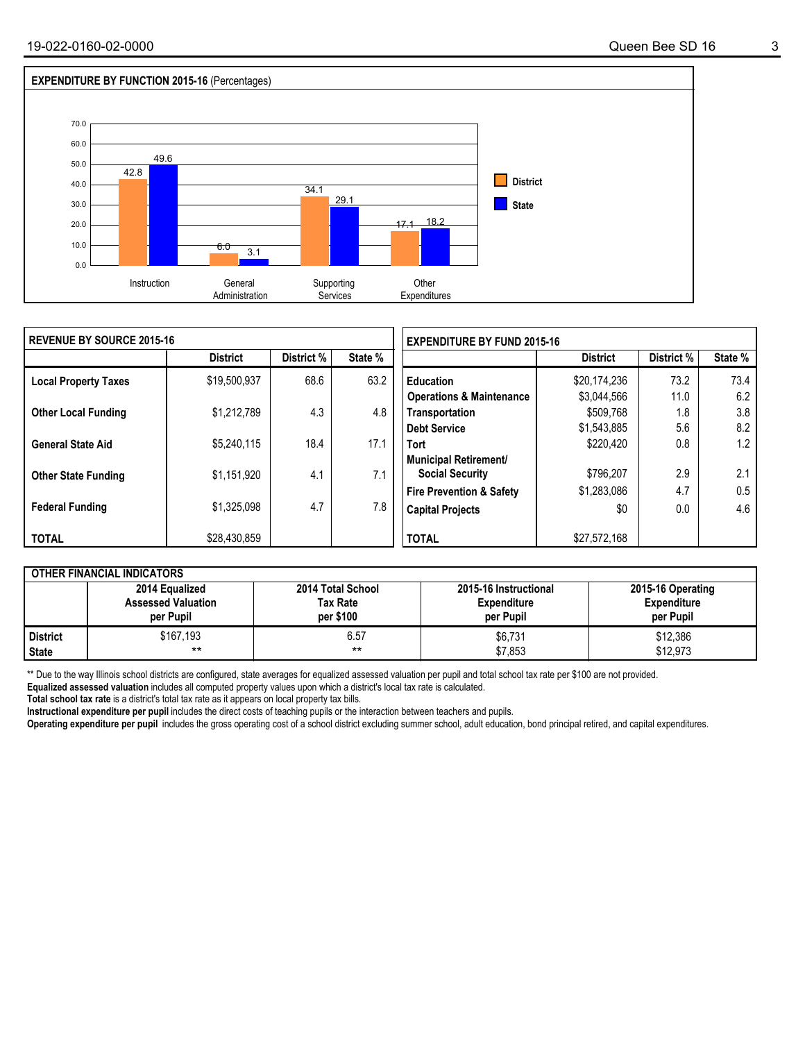## EXPENDITURE BY FUNCTION 2015-16 (Percentages)

| | District | State |
|---|---|---|
| Instruction | 42.8 | 49.6 |
| General Administration | 6.0 | 3.1 |
| Supporting Services | 34.1 | 29.1 |
| Other Expenditures | 17.1 | 18.2 |

## REVENUE BY SOURCE 2015-16

| | District | District % | State % |
|---|---|---|---|
| **Local Property Taxes** | $19,500,937 | 68.6 | 63.2 |
| **Other Local Funding** | $1,212,789 | 4.3 | 4.8 |
| **General State Aid** | $5,240,115 | 18.4 | 17.1 |
| **Other State Funding** | $1,151,920 | 4.1 | 7.1 |
| **Federal Funding** | $1,325,098 | 4.7 | 7.8 |
| **TOTAL** | $28,430,859 | | |

## EXPENDITURE BY FUND 2015-16

| | District | District % | State % |
|---|---|---|---|
| **Education** | $20,174,236 | 73.2 | 73.4 |
| **Operations & Maintenance** | $3,044,566 | 11.0 | 6.2 |
| **Transportation** | $509,768 | 1.8 | 3.8 |
| **Debt Service** | $1,543,885 | 5.6 | 8.2 |
| **Tort** | $220,420 | 0.8 | 1.2 |
| **Municipal Retirement/ Social Security** | $796,207 | 2.9 | 2.1 |
| **Fire Prevention & Safety** | $1,283,086 | 4.7 | 0.5 |
| **Capital Projects** | $0 | 0.0 | 4.6 |
| **TOTAL** | $27,572,168 | | |

## OTHER FINANCIAL INDICATORS

| | 2014 Equalized Assessed Valuation per Pupil | 2014 Total School Tax Rate per $100 | 2015-16 Instructional Expenditure per Pupil | 2015-16 Operating Expenditure per Pupil |
|---|---|---|---|---|
| **District** | $167,193 | 6.57 | $6,731 | $12,386 |
| **State** | ** | ** | $7,853 | $12,973 |

** Due to the way Illinois school districts are configured, state averages for equalized assessed valuation per pupil and total school tax rate per $100 are not provided.

**Equalized assessed valuation** includes all computed property values upon which a district's local tax rate is calculated.

**Total school tax rate** is a district's total tax rate as it appears on local property tax bills.

**Instructional expenditure per pupil** includes the direct costs of teaching pupils or the interaction between teachers and pupils.

**Operating expenditure per pupil** includes the gross operating cost of a school district excluding summer school, adult education, bond principal retired, and capital expenditures.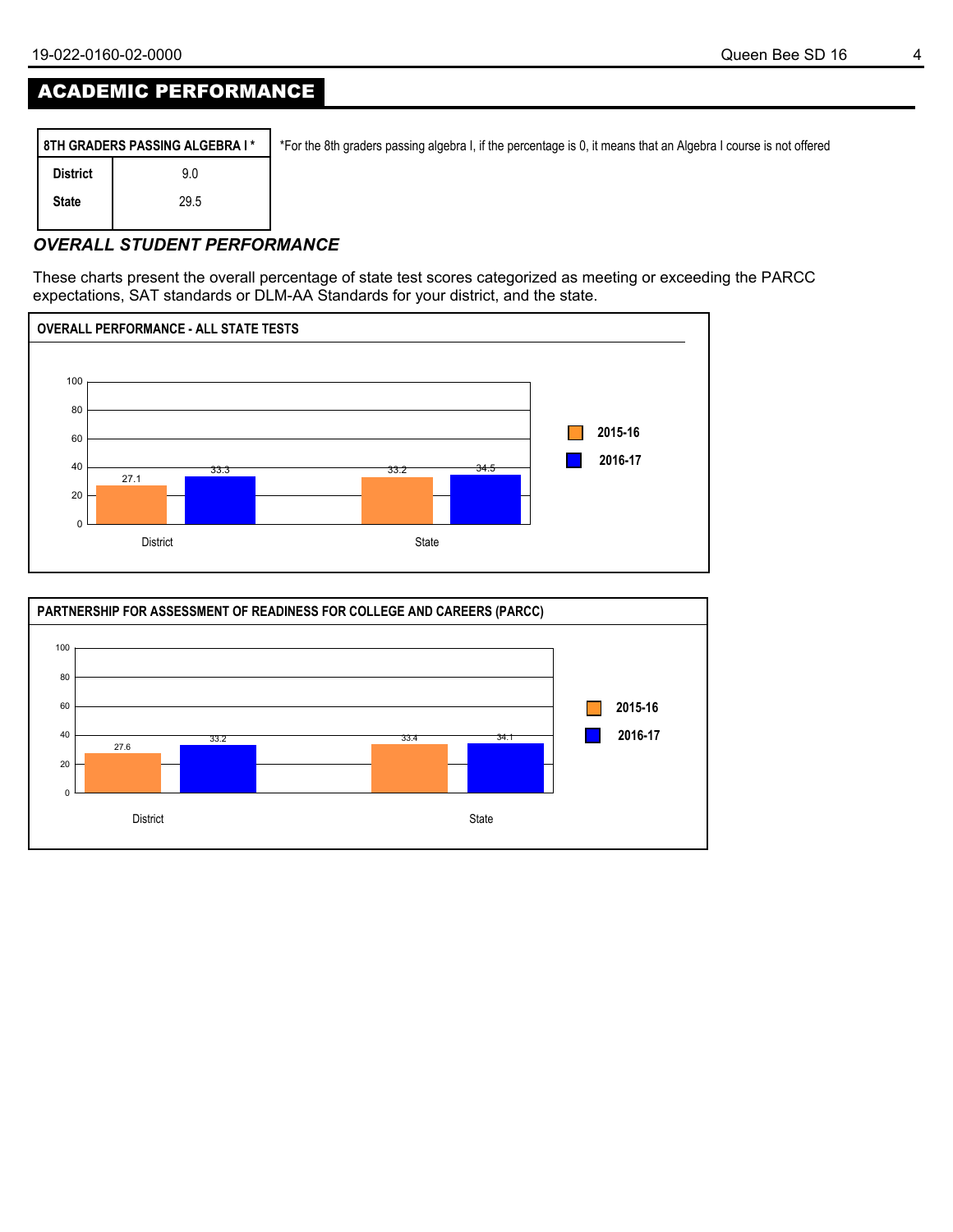## ACADEMIC PERFORMANCE

| 8TH GRADERS PASSING ALGEBRA I * | |
|---|---|
| District | 9.0 |
| State | 29.5 |

*For the 8th graders passing algebra I, if the percentage is 0, it means that an Algebra I course is not offered

### *OVERALL STUDENT PERFORMANCE*

These charts present the overall percentage of state test scores categorized as meeting or exceeding the PARCC expectations, SAT standards or DLM-AA Standards for your district, and the state.

**OVERALL PERFORMANCE - ALL STATE TESTS**

| | 2015-16 | 2016-17 |
|---|---|---|
| District | 27.1 | 33.3 |
| State | 33.2 | 34.5 |

**PARTNERSHIP FOR ASSESSMENT OF READINESS FOR COLLEGE AND CAREERS (PARCC)**

| | 2015-16 | 2016-17 |
|---|---|---|
| District | 27.6 | 33.2 |
| State | 33.4 | 34.1 |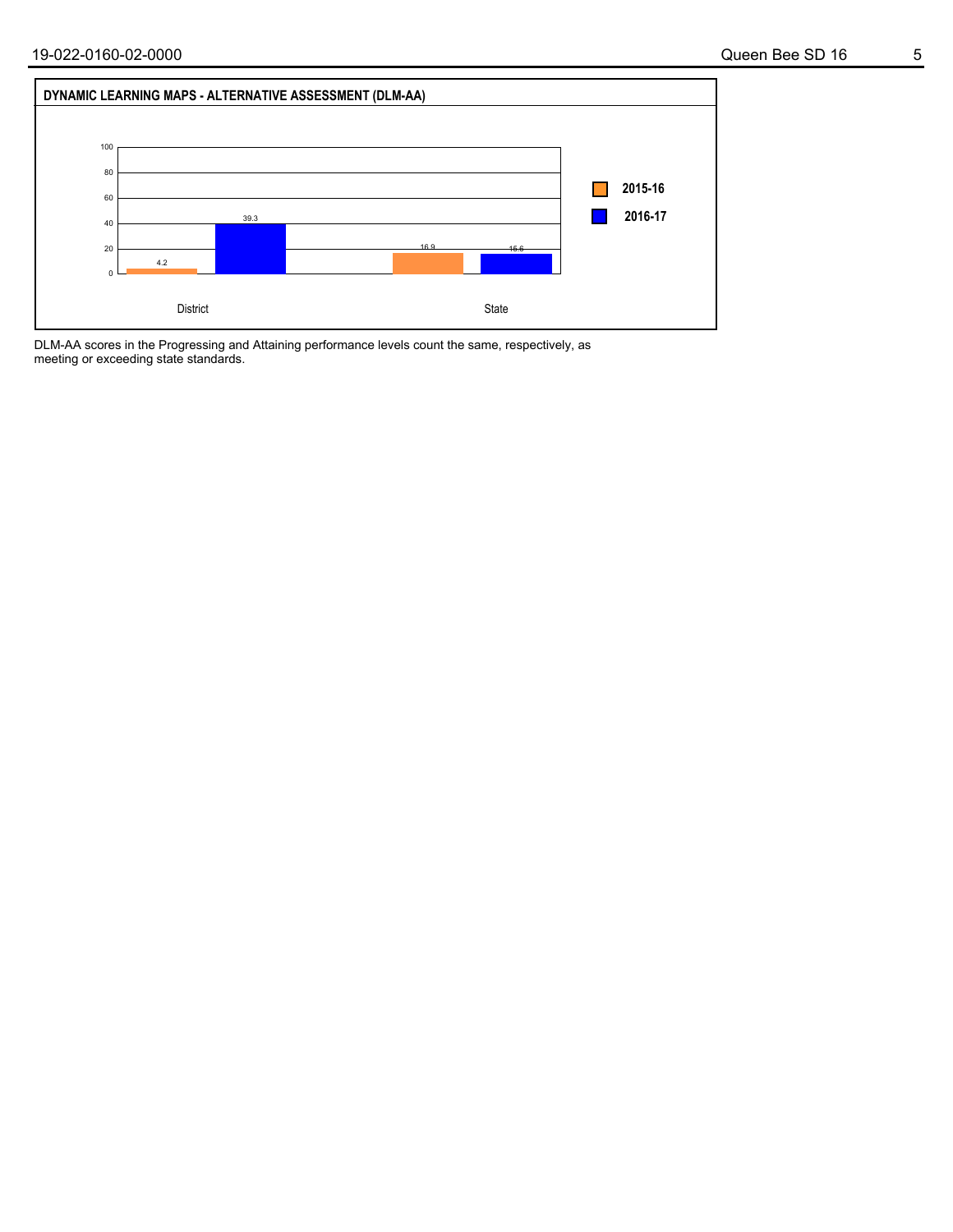## DYNAMIC LEARNING MAPS - ALTERNATIVE ASSESSMENT (DLM-AA)

| | 2015-16 | 2016-17 |
|---|---|---|
| District | 4.2 | 39.3 |
| State | 16.9 | 15.6 |

DLM-AA scores in the Progressing and Attaining performance levels count the same, respectively, as meeting or exceeding state standards.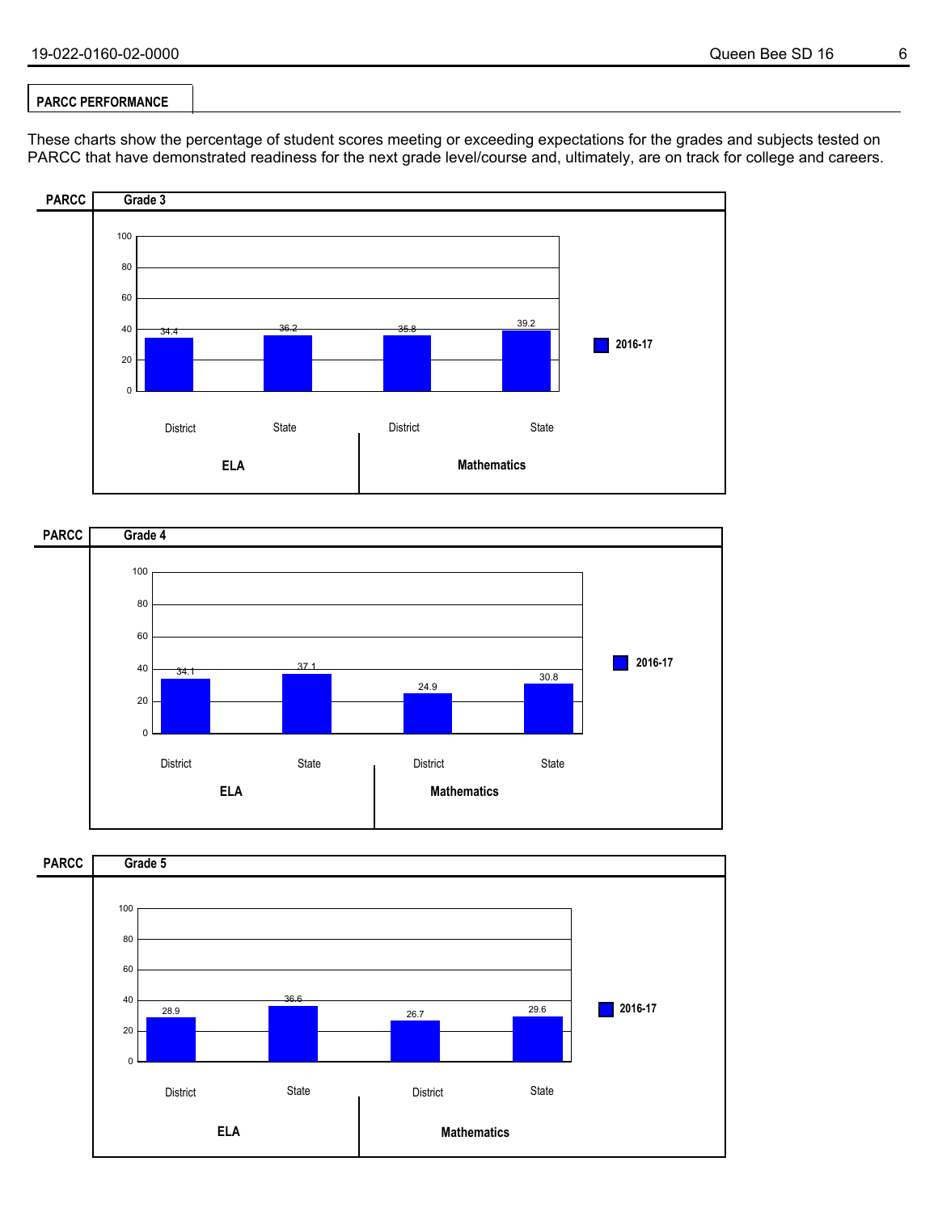## PARCC PERFORMANCE

These charts show the percentage of student scores meeting or exceeding expectations for the grades and subjects tested on PARCC that have demonstrated readiness for the next grade level/course and, ultimately, are on track for college and careers.

### PARCC Grade 3

| | ELA | | Mathematics | |
|---|---|---|---|---|
| | District | State | District | State |
| 2016-17 | 34.4 | 36.2 | 35.8 | 39.2 |

### PARCC Grade 4

| | ELA | | Mathematics | |
|---|---|---|---|---|
| | District | State | District | State |
| 2016-17 | 34.1 | 37.1 | 24.9 | 30.8 |

### PARCC Grade 5

| | ELA | | Mathematics | |
|---|---|---|---|---|
| | District | State | District | State |
| 2016-17 | 28.9 | 36.6 | 26.7 | 29.6 |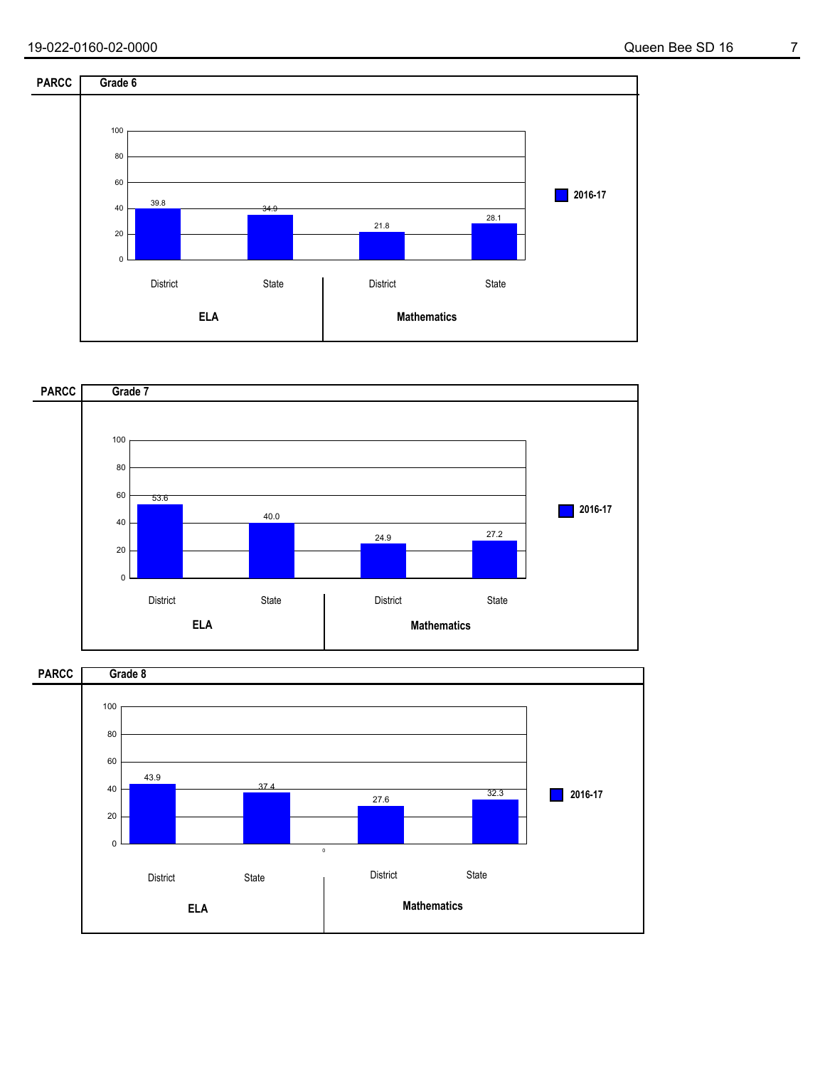## PARCC Grade 6

| | ELA District | ELA State | Mathematics District | Mathematics State |
|---|---|---|---|---|
| 2016-17 | 39.8 | 34.9 | 21.8 | 28.1 |

## PARCC Grade 7

| | ELA District | ELA State | Mathematics District | Mathematics State |
|---|---|---|---|---|
| 2016-17 | 53.6 | 40.0 | 24.9 | 27.2 |

## PARCC Grade 8

| | ELA District | ELA State | Mathematics District | Mathematics State |
|---|---|---|---|---|
| 2016-17 | 43.9 | 37.4 | 27.6 | 32.3 |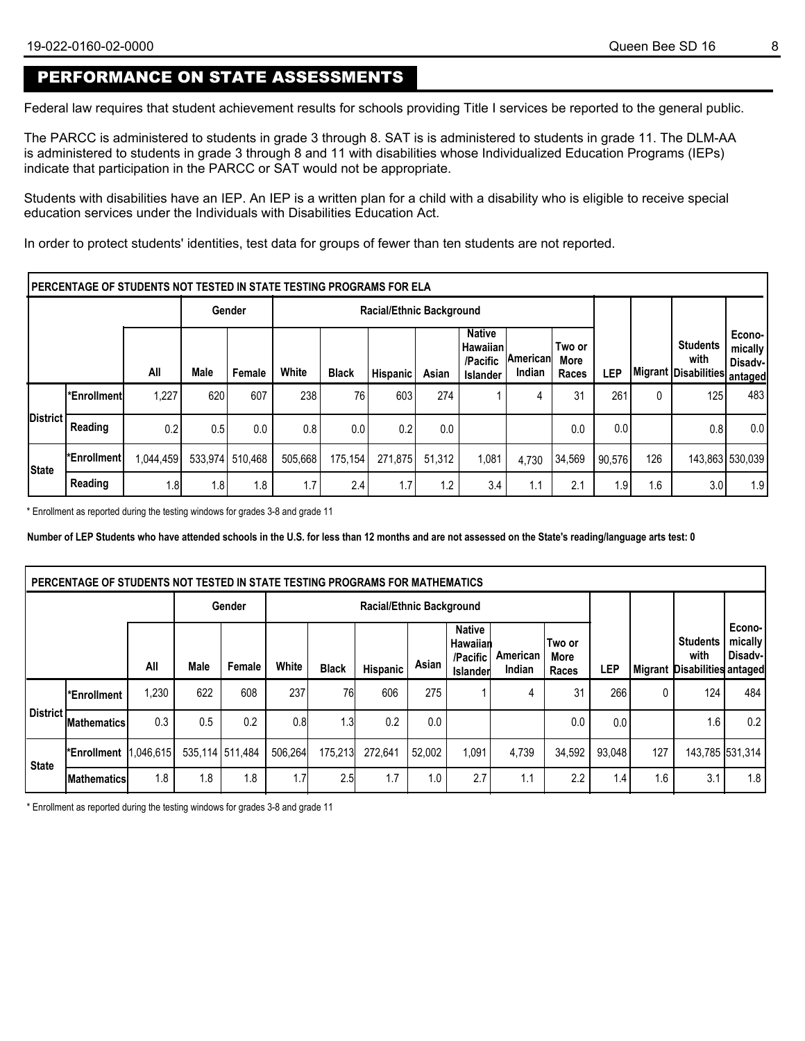## PERFORMANCE ON STATE ASSESSMENTS

Federal law requires that student achievement results for schools providing Title I services be reported to the general public.

The PARCC is administered to students in grade 3 through 8. SAT is is administered to students in grade 11. The DLM-AA is administered to students in grade 3 through 8 and 11 with disabilities whose Individualized Education Programs (IEPs) indicate that participation in the PARCC or SAT would not be appropriate.

Students with disabilities have an IEP. An IEP is a written plan for a child with a disability who is eligible to receive special education services under the Individuals with Disabilities Education Act.

In order to protect students' identities, test data for groups of fewer than ten students are not reported.

**PERCENTAGE OF STUDENTS NOT TESTED IN STATE TESTING PROGRAMS FOR ELA**

| | | | Gender | | Racial/Ethnic Background | | | | | | | | | | |
|---|---|---|---|---|---|---|---|---|---|---|---|---|---|---|---|
| | | All | Male | Female | White | Black | Hispanic | Asian | Native Hawaiian /Pacific Islander | American Indian | Two or More Races | LEP | Migrant | Students with Disabilities | Economically Disadvantaged |
| District | *Enrollment | 1,227 | 620 | 607 | 238 | 76 | 603 | 274 | 1 | 4 | 31 | 261 | 0 | 125 | 483 |
| | Reading | 0.2 | 0.5 | 0.0 | 0.8 | 0.0 | 0.2 | 0.0 | | | 0.0 | 0.0 | | 0.8 | 0.0 |
| State | *Enrollment | 1,044,459 | 533,974 | 510,468 | 505,668 | 175,154 | 271,875 | 51,312 | 1,081 | 4,730 | 34,569 | 90,576 | 126 | 143,863 | 530,039 |
| | Reading | 1.8 | 1.8 | 1.8 | 1.7 | 2.4 | 1.7 | 1.2 | 3.4 | 1.1 | 2.1 | 1.9 | 1.6 | 3.0 | 1.9 |

\* Enrollment as reported during the testing windows for grades 3-8 and grade 11

**Number of LEP Students who have attended schools in the U.S. for less than 12 months and are not assessed on the State's reading/language arts test: 0**

**PERCENTAGE OF STUDENTS NOT TESTED IN STATE TESTING PROGRAMS FOR MATHEMATICS**

| | | | Gender | | Racial/Ethnic Background | | | | | | | | | | |
|---|---|---|---|---|---|---|---|---|---|---|---|---|---|---|---|
| | | All | Male | Female | White | Black | Hispanic | Asian | Native Hawaiian /Pacific Islander | American Indian | Two or More Races | LEP | Migrant | Students with Disabilities | Economically Disadvantaged |
| District | *Enrollment | 1,230 | 622 | 608 | 237 | 76 | 606 | 275 | 1 | 4 | 31 | 266 | 0 | 124 | 484 |
| | Mathematics | 0.3 | 0.5 | 0.2 | 0.8 | 1.3 | 0.2 | 0.0 | | | 0.0 | 0.0 | | 1.6 | 0.2 |
| State | *Enrollment | 1,046,615 | 535,114 | 511,484 | 506,264 | 175,213 | 272,641 | 52,002 | 1,091 | 4,739 | 34,592 | 93,048 | 127 | 143,785 | 531,314 |
| | Mathematics | 1.8 | 1.8 | 1.8 | 1.7 | 2.5 | 1.7 | 1.0 | 2.7 | 1.1 | 2.2 | 1.4 | 1.6 | 3.1 | 1.8 |

\* Enrollment as reported during the testing windows for grades 3-8 and grade 11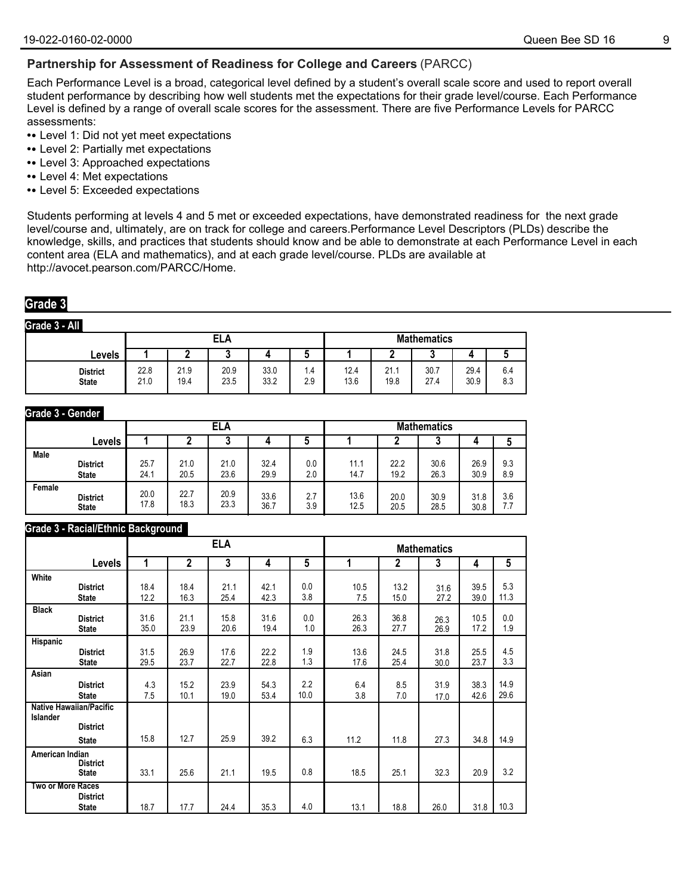## Partnership for Assessment of Readiness for College and Careers (PARCC)

Each Performance Level is a broad, categorical level defined by a student's overall scale score and used to report overall student performance by describing how well students met the expectations for their grade level/course. Each Performance Level is defined by a range of overall scale scores for the assessment. There are five Performance Levels for PARCC assessments:

- • Level 1: Did not yet meet expectations
- • Level 2: Partially met expectations
- • Level 3: Approached expectations
- • Level 4: Met expectations
- • Level 5: Exceeded expectations

Students performing at levels 4 and 5 met or exceeded expectations, have demonstrated readiness for the next grade level/course and, ultimately, are on track for college and careers.Performance Level Descriptors (PLDs) describe the knowledge, skills, and practices that students should know and be able to demonstrate at each Performance Level in each content area (ELA and mathematics), and at each grade level/course. PLDs are available at http://avocet.pearson.com/PARCC/Home.

## Grade 3

### Grade 3 - All

| | ELA | | | | | Mathematics | | | | |
|---|---|---|---|---|---|---|---|---|---|---|
| Levels | 1 | 2 | 3 | 4 | 5 | 1 | 2 | 3 | 4 | 5 |
| District | 22.8 | 21.9 | 20.9 | 33.0 | 1.4 | 12.4 | 21.1 | 30.7 | 29.4 | 6.4 |
| State | 21.0 | 19.4 | 23.5 | 33.2 | 2.9 | 13.6 | 19.8 | 27.4 | 30.9 | 8.3 |

### Grade 3 - Gender

| | ELA | | | | | Mathematics | | | | |
|---|---|---|---|---|---|---|---|---|---|---|
| Levels | 1 | 2 | 3 | 4 | 5 | 1 | 2 | 3 | 4 | 5 |
| **Male** | | | | | | | | | | |
| District | 25.7 | 21.0 | 21.0 | 32.4 | 0.0 | 11.1 | 22.2 | 30.6 | 26.9 | 9.3 |
| State | 24.1 | 20.5 | 23.6 | 29.9 | 2.0 | 14.7 | 19.2 | 26.3 | 30.9 | 8.9 |
| **Female** | | | | | | | | | | |
| District | 20.0 | 22.7 | 20.9 | 33.6 | 2.7 | 13.6 | 20.0 | 30.9 | 31.8 | 3.6 |
| State | 17.8 | 18.3 | 23.3 | 36.7 | 3.9 | 12.5 | 20.5 | 28.5 | 30.8 | 7.7 |

### Grade 3 - Racial/Ethnic Background

| | ELA | | | | | Mathematics | | | | |
|---|---|---|---|---|---|---|---|---|---|---|
| Levels | 1 | 2 | 3 | 4 | 5 | 1 | 2 | 3 | 4 | 5 |
| **White** | | | | | | | | | | |
| District | 18.4 | 18.4 | 21.1 | 42.1 | 0.0 | 10.5 | 13.2 | 31.6 | 39.5 | 5.3 |
| State | 12.2 | 16.3 | 25.4 | 42.3 | 3.8 | 7.5 | 15.0 | 27.2 | 39.0 | 11.3 |
| **Black** | | | | | | | | | | |
| District | 31.6 | 21.1 | 15.8 | 31.6 | 0.0 | 26.3 | 36.8 | 26.3 | 10.5 | 0.0 |
| State | 35.0 | 23.9 | 20.6 | 19.4 | 1.0 | 26.3 | 27.7 | 26.9 | 17.2 | 1.9 |
| **Hispanic** | | | | | | | | | | |
| District | 31.5 | 26.9 | 17.6 | 22.2 | 1.9 | 13.6 | 24.5 | 31.8 | 25.5 | 4.5 |
| State | 29.5 | 23.7 | 22.7 | 22.8 | 1.3 | 17.6 | 25.4 | 30.0 | 23.7 | 3.3 |
| **Asian** | | | | | | | | | | |
| District | 4.3 | 15.2 | 23.9 | 54.3 | 2.2 | 6.4 | 8.5 | 31.9 | 38.3 | 14.9 |
| State | 7.5 | 10.1 | 19.0 | 53.4 | 10.0 | 3.8 | 7.0 | 17.0 | 42.6 | 29.6 |
| **Native Hawaiian/Pacific Islander** | | | | | | | | | | |
| District | | | | | | | | | | |
| State | 15.8 | 12.7 | 25.9 | 39.2 | 6.3 | 11.2 | 11.8 | 27.3 | 34.8 | 14.9 |
| **American Indian** | | | | | | | | | | |
| District | | | | | | | | | | |
| State | 33.1 | 25.6 | 21.1 | 19.5 | 0.8 | 18.5 | 25.1 | 32.3 | 20.9 | 3.2 |
| **Two or More Races** | | | | | | | | | | |
| District | | | | | | | | | | |
| State | 18.7 | 17.7 | 24.4 | 35.3 | 4.0 | 13.1 | 18.8 | 26.0 | 31.8 | 10.3 |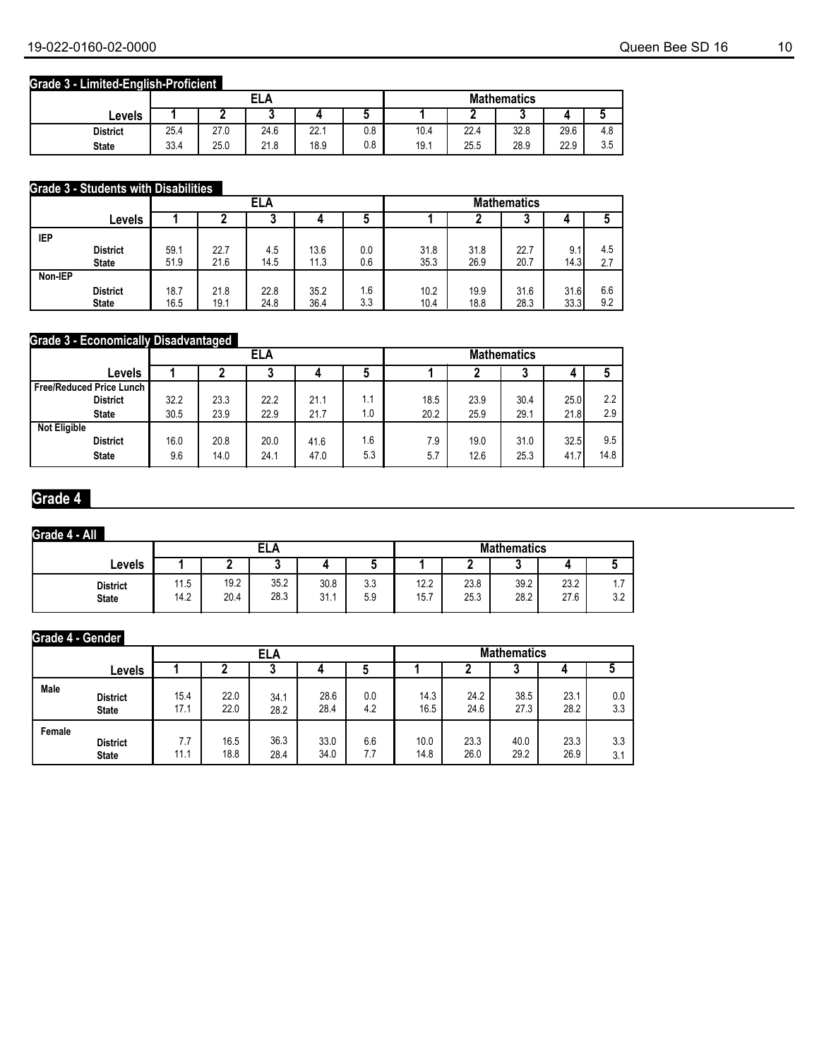### Grade 3 - Limited-English-Proficient

| | ELA | | | | | Mathematics | | | | |
|---|---|---|---|---|---|---|---|---|---|---|
| Levels | 1 | 2 | 3 | 4 | 5 | 1 | 2 | 3 | 4 | 5 |
| District | 25.4 | 27.0 | 24.6 | 22.1 | 0.8 | 10.4 | 22.4 | 32.8 | 29.6 | 4.8 |
| State | 33.4 | 25.0 | 21.8 | 18.9 | 0.8 | 19.1 | 25.5 | 28.9 | 22.9 | 3.5 |

### Grade 3 - Students with Disabilities

| | ELA | | | | | Mathematics | | | | |
|---|---|---|---|---|---|---|---|---|---|---|
| Levels | 1 | 2 | 3 | 4 | 5 | 1 | 2 | 3 | 4 | 5 |
| IEP | | | | | | | | | | |
| District | 59.1 | 22.7 | 4.5 | 13.6 | 0.0 | 31.8 | 31.8 | 22.7 | 9.1 | 4.5 |
| State | 51.9 | 21.6 | 14.5 | 11.3 | 0.6 | 35.3 | 26.9 | 20.7 | 14.3 | 2.7 |
| Non-IEP | | | | | | | | | | |
| District | 18.7 | 21.8 | 22.8 | 35.2 | 1.6 | 10.2 | 19.9 | 31.6 | 31.6 | 6.6 |
| State | 16.5 | 19.1 | 24.8 | 36.4 | 3.3 | 10.4 | 18.8 | 28.3 | 33.3 | 9.2 |

### Grade 3 - Economically Disadvantaged

| | ELA | | | | | Mathematics | | | | |
|---|---|---|---|---|---|---|---|---|---|---|
| Levels | 1 | 2 | 3 | 4 | 5 | 1 | 2 | 3 | 4 | 5 |
| Free/Reduced Price Lunch | | | | | | | | | | |
| District | 32.2 | 23.3 | 22.2 | 21.1 | 1.1 | 18.5 | 23.9 | 30.4 | 25.0 | 2.2 |
| State | 30.5 | 23.9 | 22.9 | 21.7 | 1.0 | 20.2 | 25.9 | 29.1 | 21.8 | 2.9 |
| Not Eligible | | | | | | | | | | |
| District | 16.0 | 20.8 | 20.0 | 41.6 | 1.6 | 7.9 | 19.0 | 31.0 | 32.5 | 9.5 |
| State | 9.6 | 14.0 | 24.1 | 47.0 | 5.3 | 5.7 | 12.6 | 25.3 | 41.7 | 14.8 |

## Grade 4

### Grade 4 - All

| | ELA | | | | | Mathematics | | | | |
|---|---|---|---|---|---|---|---|---|---|---|
| Levels | 1 | 2 | 3 | 4 | 5 | 1 | 2 | 3 | 4 | 5 |
| District | 11.5 | 19.2 | 35.2 | 30.8 | 3.3 | 12.2 | 23.8 | 39.2 | 23.2 | 1.7 |
| State | 14.2 | 20.4 | 28.3 | 31.1 | 5.9 | 15.7 | 25.3 | 28.2 | 27.6 | 3.2 |

### Grade 4 - Gender

| | ELA | | | | | Mathematics | | | | |
|---|---|---|---|---|---|---|---|---|---|---|
| Levels | 1 | 2 | 3 | 4 | 5 | 1 | 2 | 3 | 4 | 5 |
| Male | | | | | | | | | | |
| District | 15.4 | 22.0 | 34.1 | 28.6 | 0.0 | 14.3 | 24.2 | 38.5 | 23.1 | 0.0 |
| State | 17.1 | 22.0 | 28.2 | 28.4 | 4.2 | 16.5 | 24.6 | 27.3 | 28.2 | 3.3 |
| Female | | | | | | | | | | |
| District | 7.7 | 16.5 | 36.3 | 33.0 | 6.6 | 10.0 | 23.3 | 40.0 | 23.3 | 3.3 |
| State | 11.1 | 18.8 | 28.4 | 34.0 | 7.7 | 14.8 | 26.0 | 29.2 | 26.9 | 3.1 |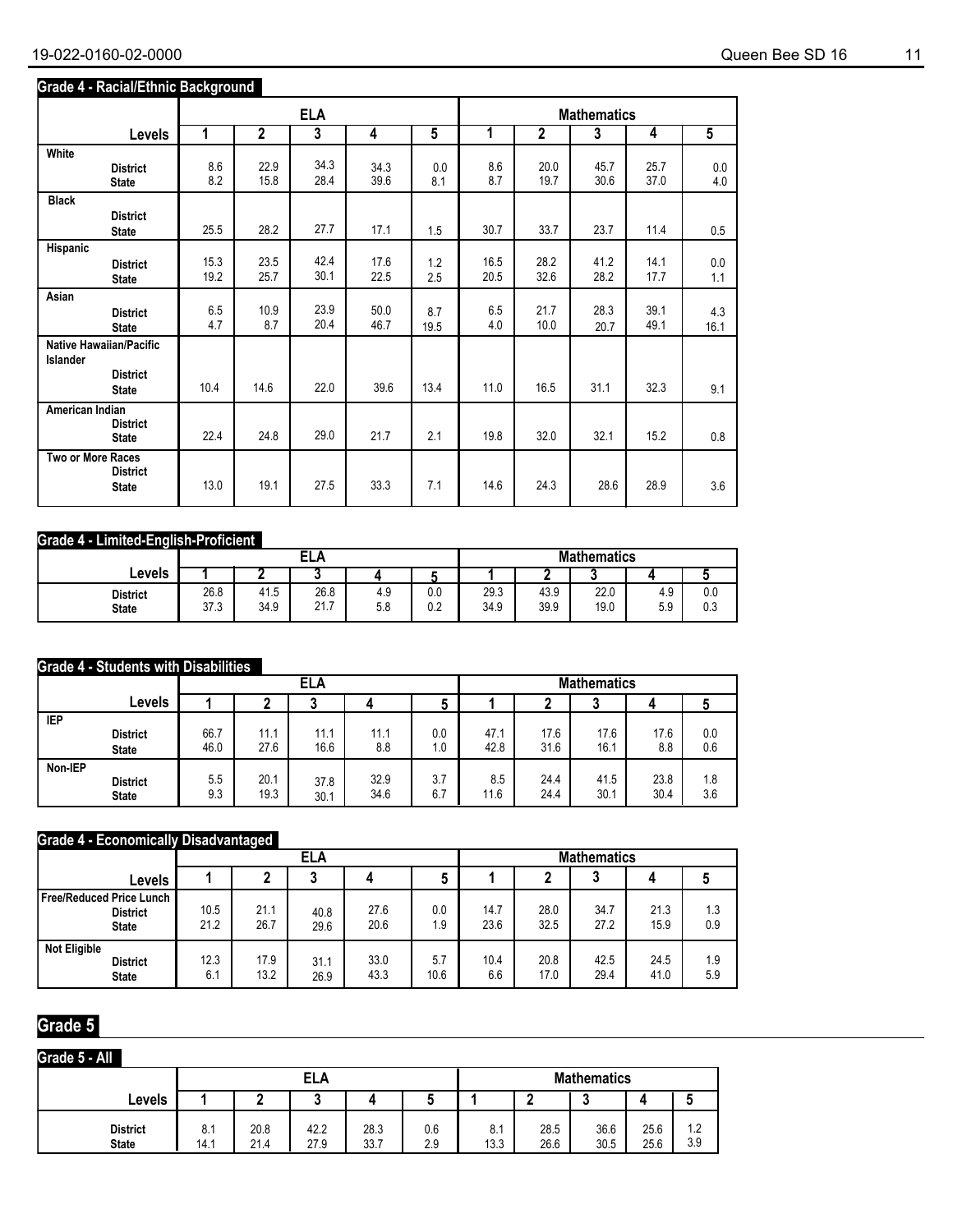## Grade 4 - Racial/Ethnic Background

| Levels | ELA 1 | ELA 2 | ELA 3 | ELA 4 | ELA 5 | Mathematics 1 | Mathematics 2 | Mathematics 3 | Mathematics 4 | Mathematics 5 |
|---|---|---|---|---|---|---|---|---|---|---|
| **White** | | | | | | | | | | |
| District | 8.6 | 22.9 | 34.3 | 34.3 | 0.0 | 8.6 | 20.0 | 45.7 | 25.7 | 0.0 |
| State | 8.2 | 15.8 | 28.4 | 39.6 | 8.1 | 8.7 | 19.7 | 30.6 | 37.0 | 4.0 |
| **Black** | | | | | | | | | | |
| District | | | | | | | | | | |
| State | 25.5 | 28.2 | 27.7 | 17.1 | 1.5 | 30.7 | 33.7 | 23.7 | 11.4 | 0.5 |
| **Hispanic** | | | | | | | | | | |
| District | 15.3 | 23.5 | 42.4 | 17.6 | 1.2 | 16.5 | 28.2 | 41.2 | 14.1 | 0.0 |
| State | 19.2 | 25.7 | 30.1 | 22.5 | 2.5 | 20.5 | 32.6 | 28.2 | 17.7 | 1.1 |
| **Asian** | | | | | | | | | | |
| District | 6.5 | 10.9 | 23.9 | 50.0 | 8.7 | 6.5 | 21.7 | 28.3 | 39.1 | 4.3 |
| State | 4.7 | 8.7 | 20.4 | 46.7 | 19.5 | 4.0 | 10.0 | 20.7 | 49.1 | 16.1 |
| **Native Hawaiian/Pacific Islander** | | | | | | | | | | |
| District | | | | | | | | | | |
| State | 10.4 | 14.6 | 22.0 | 39.6 | 13.4 | 11.0 | 16.5 | 31.1 | 32.3 | 9.1 |
| **American Indian** | | | | | | | | | | |
| District | | | | | | | | | | |
| State | 22.4 | 24.8 | 29.0 | 21.7 | 2.1 | 19.8 | 32.0 | 32.1 | 15.2 | 0.8 |
| **Two or More Races** | | | | | | | | | | |
| District | | | | | | | | | | |
| State | 13.0 | 19.1 | 27.5 | 33.3 | 7.1 | 14.6 | 24.3 | 28.6 | 28.9 | 3.6 |

## Grade 4 - Limited-English-Proficient

| Levels | ELA 1 | ELA 2 | ELA 3 | ELA 4 | ELA 5 | Mathematics 1 | Mathematics 2 | Mathematics 3 | Mathematics 4 | Mathematics 5 |
|---|---|---|---|---|---|---|---|---|---|---|
| District | 26.8 | 41.5 | 26.8 | 4.9 | 0.0 | 29.3 | 43.9 | 22.0 | 4.9 | 0.0 |
| State | 37.3 | 34.9 | 21.7 | 5.8 | 0.2 | 34.9 | 39.9 | 19.0 | 5.9 | 0.3 |

## Grade 4 - Students with Disabilities

| Levels | ELA 1 | ELA 2 | ELA 3 | ELA 4 | ELA 5 | Mathematics 1 | Mathematics 2 | Mathematics 3 | Mathematics 4 | Mathematics 5 |
|---|---|---|---|---|---|---|---|---|---|---|
| **IEP** | | | | | | | | | | |
| District | 66.7 | 11.1 | 11.1 | 11.1 | 0.0 | 47.1 | 17.6 | 17.6 | 17.6 | 0.0 |
| State | 46.0 | 27.6 | 16.6 | 8.8 | 1.0 | 42.8 | 31.6 | 16.1 | 8.8 | 0.6 |
| **Non-IEP** | | | | | | | | | | |
| District | 5.5 | 20.1 | 37.8 | 32.9 | 3.7 | 8.5 | 24.4 | 41.5 | 23.8 | 1.8 |
| State | 9.3 | 19.3 | 30.1 | 34.6 | 6.7 | 11.6 | 24.4 | 30.1 | 30.4 | 3.6 |

## Grade 4 - Economically Disadvantaged

| Levels | ELA 1 | ELA 2 | ELA 3 | ELA 4 | ELA 5 | Mathematics 1 | Mathematics 2 | Mathematics 3 | Mathematics 4 | Mathematics 5 |
|---|---|---|---|---|---|---|---|---|---|---|
| **Free/Reduced Price Lunch** | | | | | | | | | | |
| District | 10.5 | 21.1 | 40.8 | 27.6 | 0.0 | 14.7 | 28.0 | 34.7 | 21.3 | 1.3 |
| State | 21.2 | 26.7 | 29.6 | 20.6 | 1.9 | 23.6 | 32.5 | 27.2 | 15.9 | 0.9 |
| **Not Eligible** | | | | | | | | | | |
| District | 12.3 | 17.9 | 31.1 | 33.0 | 5.7 | 10.4 | 20.8 | 42.5 | 24.5 | 1.9 |
| State | 6.1 | 13.2 | 26.9 | 43.3 | 10.6 | 6.6 | 17.0 | 29.4 | 41.0 | 5.9 |

# Grade 5

## Grade 5 - All

| Levels | ELA 1 | ELA 2 | ELA 3 | ELA 4 | ELA 5 | Mathematics 1 | Mathematics 2 | Mathematics 3 | Mathematics 4 | Mathematics 5 |
|---|---|---|---|---|---|---|---|---|---|---|
| District | 8.1 | 20.8 | 42.2 | 28.3 | 0.6 | 8.1 | 28.5 | 36.6 | 25.6 | 1.2 |
| State | 14.1 | 21.4 | 27.9 | 33.7 | 2.9 | 13.3 | 26.6 | 30.5 | 25.6 | 3.9 |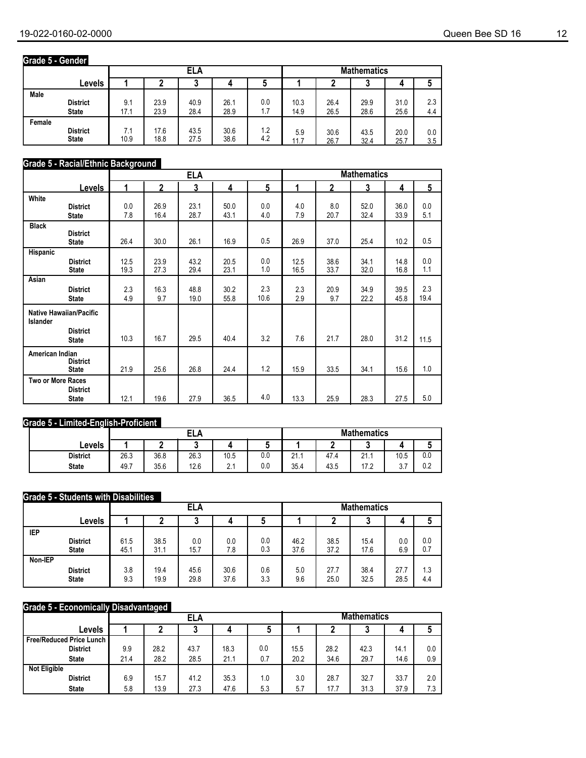## Grade 5 - Gender

| | ELA | | | | | Mathematics | | | | |
|---|---|---|---|---|---|---|---|---|---|---|
| Levels | 1 | 2 | 3 | 4 | 5 | 1 | 2 | 3 | 4 | 5 |
| **Male** | | | | | | | | | | |
| District | 9.1 | 23.9 | 40.9 | 26.1 | 0.0 | 10.3 | 26.4 | 29.9 | 31.0 | 2.3 |
| State | 17.1 | 23.9 | 28.4 | 28.9 | 1.7 | 14.9 | 26.5 | 28.6 | 25.6 | 4.4 |
| **Female** | | | | | | | | | | |
| District | 7.1 | 17.6 | 43.5 | 30.6 | 1.2 | 5.9 | 30.6 | 43.5 | 20.0 | 0.0 |
| State | 10.9 | 18.8 | 27.5 | 38.6 | 4.2 | 11.7 | 26.7 | 32.4 | 25.7 | 3.5 |

## Grade 5 - Racial/Ethnic Background

| | ELA | | | | | Mathematics | | | | |
|---|---|---|---|---|---|---|---|---|---|---|
| Levels | 1 | 2 | 3 | 4 | 5 | 1 | 2 | 3 | 4 | 5 |
| **White** | | | | | | | | | | |
| District | 0.0 | 26.9 | 23.1 | 50.0 | 0.0 | 4.0 | 8.0 | 52.0 | 36.0 | 0.0 |
| State | 7.8 | 16.4 | 28.7 | 43.1 | 4.0 | 7.9 | 20.7 | 32.4 | 33.9 | 5.1 |
| **Black** | | | | | | | | | | |
| District | | | | | | | | | | |
| State | 26.4 | 30.0 | 26.1 | 16.9 | 0.5 | 26.9 | 37.0 | 25.4 | 10.2 | 0.5 |
| **Hispanic** | | | | | | | | | | |
| District | 12.5 | 23.9 | 43.2 | 20.5 | 0.0 | 12.5 | 38.6 | 34.1 | 14.8 | 0.0 |
| State | 19.3 | 27.3 | 29.4 | 23.1 | 1.0 | 16.5 | 33.7 | 32.0 | 16.8 | 1.1 |
| **Asian** | | | | | | | | | | |
| District | 2.3 | 16.3 | 48.8 | 30.2 | 2.3 | 2.3 | 20.9 | 34.9 | 39.5 | 2.3 |
| State | 4.9 | 9.7 | 19.0 | 55.8 | 10.6 | 2.9 | 9.7 | 22.2 | 45.8 | 19.4 |
| **Native Hawaiian/Pacific Islander** | | | | | | | | | | |
| District | | | | | | | | | | |
| State | 10.3 | 16.7 | 29.5 | 40.4 | 3.2 | 7.6 | 21.7 | 28.0 | 31.2 | 11.5 |
| **American Indian** | | | | | | | | | | |
| District | | | | | | | | | | |
| State | 21.9 | 25.6 | 26.8 | 24.4 | 1.2 | 15.9 | 33.5 | 34.1 | 15.6 | 1.0 |
| **Two or More Races** | | | | | | | | | | |
| District | | | | | | | | | | |
| State | 12.1 | 19.6 | 27.9 | 36.5 | 4.0 | 13.3 | 25.9 | 28.3 | 27.5 | 5.0 |

## Grade 5 - Limited-English-Proficient

| | ELA | | | | | Mathematics | | | | |
|---|---|---|---|---|---|---|---|---|---|---|
| Levels | 1 | 2 | 3 | 4 | 5 | 1 | 2 | 3 | 4 | 5 |
| District | 26.3 | 36.8 | 26.3 | 10.5 | 0.0 | 21.1 | 47.4 | 21.1 | 10.5 | 0.0 |
| State | 49.7 | 35.6 | 12.6 | 2.1 | 0.0 | 35.4 | 43.5 | 17.2 | 3.7 | 0.2 |

## Grade 5 - Students with Disabilities

| | ELA | | | | | Mathematics | | | | |
|---|---|---|---|---|---|---|---|---|---|---|
| Levels | 1 | 2 | 3 | 4 | 5 | 1 | 2 | 3 | 4 | 5 |
| **IEP** | | | | | | | | | | |
| District | 61.5 | 38.5 | 0.0 | 0.0 | 0.0 | 46.2 | 38.5 | 15.4 | 0.0 | 0.0 |
| State | 45.1 | 31.1 | 15.7 | 7.8 | 0.3 | 37.6 | 37.2 | 17.6 | 6.9 | 0.7 |
| **Non-IEP** | | | | | | | | | | |
| District | 3.8 | 19.4 | 45.6 | 30.6 | 0.6 | 5.0 | 27.7 | 38.4 | 27.7 | 1.3 |
| State | 9.3 | 19.9 | 29.8 | 37.6 | 3.3 | 9.6 | 25.0 | 32.5 | 28.5 | 4.4 |

## Grade 5 - Economically Disadvantaged

| | ELA | | | | | Mathematics | | | | |
|---|---|---|---|---|---|---|---|---|---|---|
| Levels | 1 | 2 | 3 | 4 | 5 | 1 | 2 | 3 | 4 | 5 |
| **Free/Reduced Price Lunch** | | | | | | | | | | |
| District | 9.9 | 28.2 | 43.7 | 18.3 | 0.0 | 15.5 | 28.2 | 42.3 | 14.1 | 0.0 |
| State | 21.4 | 28.2 | 28.5 | 21.1 | 0.7 | 20.2 | 34.6 | 29.7 | 14.6 | 0.9 |
| **Not Eligible** | | | | | | | | | | |
| District | 6.9 | 15.7 | 41.2 | 35.3 | 1.0 | 3.0 | 28.7 | 32.7 | 33.7 | 2.0 |
| State | 5.8 | 13.9 | 27.3 | 47.6 | 5.3 | 5.7 | 17.7 | 31.3 | 37.9 | 7.3 |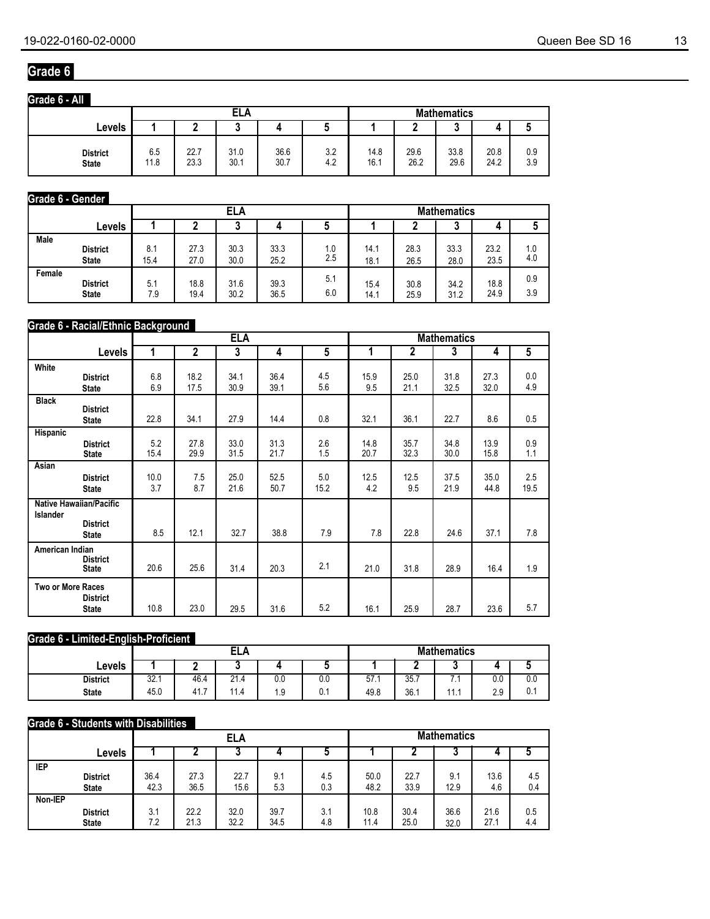# Grade 6

## Grade 6 - All

| Levels | ELA 1 | ELA 2 | ELA 3 | ELA 4 | ELA 5 | Mathematics 1 | Mathematics 2 | Mathematics 3 | Mathematics 4 | Mathematics 5 |
|---|---|---|---|---|---|---|---|---|---|---|
| District | 6.5 | 22.7 | 31.0 | 36.6 | 3.2 | 14.8 | 29.6 | 33.8 | 20.8 | 0.9 |
| State | 11.8 | 23.3 | 30.1 | 30.7 | 4.2 | 16.1 | 26.2 | 29.6 | 24.2 | 3.9 |

## Grade 6 - Gender

| Levels | ELA 1 | ELA 2 | ELA 3 | ELA 4 | ELA 5 | Mathematics 1 | Mathematics 2 | Mathematics 3 | Mathematics 4 | Mathematics 5 |
|---|---|---|---|---|---|---|---|---|---|---|
| **Male** | | | | | | | | | | |
| District | 8.1 | 27.3 | 30.3 | 33.3 | 1.0 | 14.1 | 28.3 | 33.3 | 23.2 | 1.0 |
| State | 15.4 | 27.0 | 30.0 | 25.2 | 2.5 | 18.1 | 26.5 | 28.0 | 23.5 | 4.0 |
| **Female** | | | | | | | | | | |
| District | 5.1 | 18.8 | 31.6 | 39.3 | 5.1 | 15.4 | 30.8 | 34.2 | 18.8 | 0.9 |
| State | 7.9 | 19.4 | 30.2 | 36.5 | 6.0 | 14.1 | 25.9 | 31.2 | 24.9 | 3.9 |

## Grade 6 - Racial/Ethnic Background

| Levels | ELA 1 | ELA 2 | ELA 3 | ELA 4 | ELA 5 | Mathematics 1 | Mathematics 2 | Mathematics 3 | Mathematics 4 | Mathematics 5 |
|---|---|---|---|---|---|---|---|---|---|---|
| **White** | | | | | | | | | | |
| District | 6.8 | 18.2 | 34.1 | 36.4 | 4.5 | 15.9 | 25.0 | 31.8 | 27.3 | 0.0 |
| State | 6.9 | 17.5 | 30.9 | 39.1 | 5.6 | 9.5 | 21.1 | 32.5 | 32.0 | 4.9 |
| **Black** | | | | | | | | | | |
| District | | | | | | | | | | |
| State | 22.8 | 34.1 | 27.9 | 14.4 | 0.8 | 32.1 | 36.1 | 22.7 | 8.6 | 0.5 |
| **Hispanic** | | | | | | | | | | |
| District | 5.2 | 27.8 | 33.0 | 31.3 | 2.6 | 14.8 | 35.7 | 34.8 | 13.9 | 0.9 |
| State | 15.4 | 29.9 | 31.5 | 21.7 | 1.5 | 20.7 | 32.3 | 30.0 | 15.8 | 1.1 |
| **Asian** | | | | | | | | | | |
| District | 10.0 | 7.5 | 25.0 | 52.5 | 5.0 | 12.5 | 12.5 | 37.5 | 35.0 | 2.5 |
| State | 3.7 | 8.7 | 21.6 | 50.7 | 15.2 | 4.2 | 9.5 | 21.9 | 44.8 | 19.5 |
| **Native Hawaiian/Pacific Islander** | | | | | | | | | | |
| District | | | | | | | | | | |
| State | 8.5 | 12.1 | 32.7 | 38.8 | 7.9 | 7.8 | 22.8 | 24.6 | 37.1 | 7.8 |
| **American Indian** | | | | | | | | | | |
| District | | | | | | | | | | |
| State | 20.6 | 25.6 | 31.4 | 20.3 | 2.1 | 21.0 | 31.8 | 28.9 | 16.4 | 1.9 |
| **Two or More Races** | | | | | | | | | | |
| District | | | | | | | | | | |
| State | 10.8 | 23.0 | 29.5 | 31.6 | 5.2 | 16.1 | 25.9 | 28.7 | 23.6 | 5.7 |

## Grade 6 - Limited-English-Proficient

| Levels | ELA 1 | ELA 2 | ELA 3 | ELA 4 | ELA 5 | Mathematics 1 | Mathematics 2 | Mathematics 3 | Mathematics 4 | Mathematics 5 |
|---|---|---|---|---|---|---|---|---|---|---|
| District | 32.1 | 46.4 | 21.4 | 0.0 | 0.0 | 57.1 | 35.7 | 7.1 | 0.0 | 0.0 |
| State | 45.0 | 41.7 | 11.4 | 1.9 | 0.1 | 49.8 | 36.1 | 11.1 | 2.9 | 0.1 |

## Grade 6 - Students with Disabilities

| Levels | ELA 1 | ELA 2 | ELA 3 | ELA 4 | ELA 5 | Mathematics 1 | Mathematics 2 | Mathematics 3 | Mathematics 4 | Mathematics 5 |
|---|---|---|---|---|---|---|---|---|---|---|
| **IEP** | | | | | | | | | | |
| District | 36.4 | 27.3 | 22.7 | 9.1 | 4.5 | 50.0 | 22.7 | 9.1 | 13.6 | 4.5 |
| State | 42.3 | 36.5 | 15.6 | 5.3 | 0.3 | 48.2 | 33.9 | 12.9 | 4.6 | 0.4 |
| **Non-IEP** | | | | | | | | | | |
| District | 3.1 | 22.2 | 32.0 | 39.7 | 3.1 | 10.8 | 30.4 | 36.6 | 21.6 | 0.5 |
| State | 7.2 | 21.3 | 32.2 | 34.5 | 4.8 | 11.4 | 25.0 | 32.0 | 27.1 | 4.4 |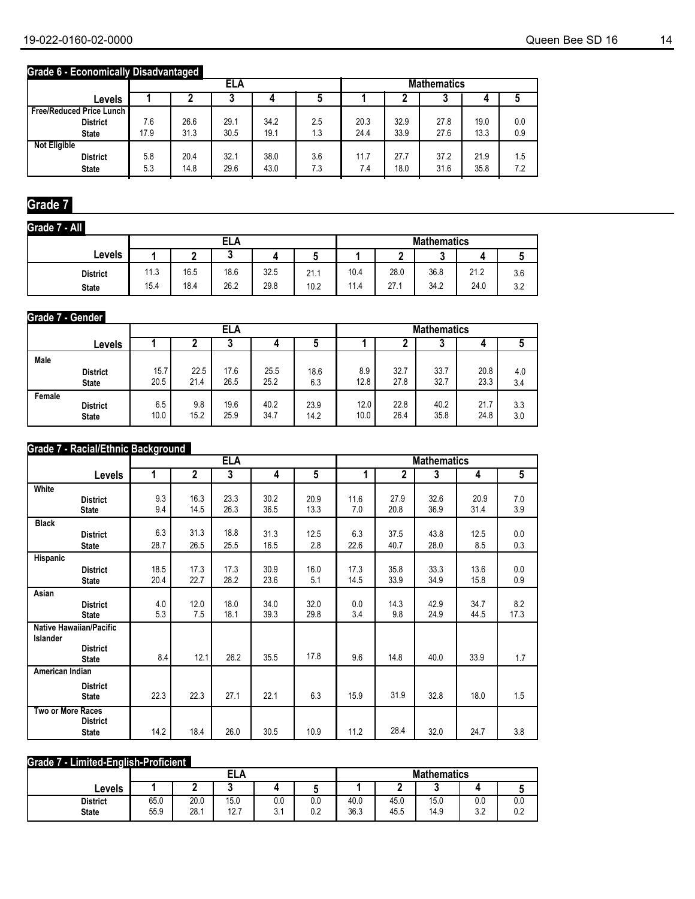### Grade 6 - Economically Disadvantaged

| Levels | ELA 1 | ELA 2 | ELA 3 | ELA 4 | ELA 5 | Mathematics 1 | Mathematics 2 | Mathematics 3 | Mathematics 4 | Mathematics 5 |
|---|---|---|---|---|---|---|---|---|---|---|
| **Free/Reduced Price Lunch** | | | | | | | | | | |
| District | 7.6 | 26.6 | 29.1 | 34.2 | 2.5 | 20.3 | 32.9 | 27.8 | 19.0 | 0.0 |
| State | 17.9 | 31.3 | 30.5 | 19.1 | 1.3 | 24.4 | 33.9 | 27.6 | 13.3 | 0.9 |
| **Not Eligible** | | | | | | | | | | |
| District | 5.8 | 20.4 | 32.1 | 38.0 | 3.6 | 11.7 | 27.7 | 37.2 | 21.9 | 1.5 |
| State | 5.3 | 14.8 | 29.6 | 43.0 | 7.3 | 7.4 | 18.0 | 31.6 | 35.8 | 7.2 |

## Grade 7

### Grade 7 - All

| Levels | ELA 1 | ELA 2 | ELA 3 | ELA 4 | ELA 5 | Mathematics 1 | Mathematics 2 | Mathematics 3 | Mathematics 4 | Mathematics 5 |
|---|---|---|---|---|---|---|---|---|---|---|
| District | 11.3 | 16.5 | 18.6 | 32.5 | 21.1 | 10.4 | 28.0 | 36.8 | 21.2 | 3.6 |
| State | 15.4 | 18.4 | 26.2 | 29.8 | 10.2 | 11.4 | 27.1 | 34.2 | 24.0 | 3.2 |

### Grade 7 - Gender

| Levels | ELA 1 | ELA 2 | ELA 3 | ELA 4 | ELA 5 | Mathematics 1 | Mathematics 2 | Mathematics 3 | Mathematics 4 | Mathematics 5 |
|---|---|---|---|---|---|---|---|---|---|---|
| **Male** | | | | | | | | | | |
| District | 15.7 | 22.5 | 17.6 | 25.5 | 18.6 | 8.9 | 32.7 | 33.7 | 20.8 | 4.0 |
| State | 20.5 | 21.4 | 26.5 | 25.2 | 6.3 | 12.8 | 27.8 | 32.7 | 23.3 | 3.4 |
| **Female** | | | | | | | | | | |
| District | 6.5 | 9.8 | 19.6 | 40.2 | 23.9 | 12.0 | 22.8 | 40.2 | 21.7 | 3.3 |
| State | 10.0 | 15.2 | 25.9 | 34.7 | 14.2 | 10.0 | 26.4 | 35.8 | 24.8 | 3.0 |

### Grade 7 - Racial/Ethnic Background

| Levels | ELA 1 | ELA 2 | ELA 3 | ELA 4 | ELA 5 | Mathematics 1 | Mathematics 2 | Mathematics 3 | Mathematics 4 | Mathematics 5 |
|---|---|---|---|---|---|---|---|---|---|---|
| **White** | | | | | | | | | | |
| District | 9.3 | 16.3 | 23.3 | 30.2 | 20.9 | 11.6 | 27.9 | 32.6 | 20.9 | 7.0 |
| State | 9.4 | 14.5 | 26.3 | 36.5 | 13.3 | 7.0 | 20.8 | 36.9 | 31.4 | 3.9 |
| **Black** | | | | | | | | | | |
| District | 6.3 | 31.3 | 18.8 | 31.3 | 12.5 | 6.3 | 37.5 | 43.8 | 12.5 | 0.0 |
| State | 28.7 | 26.5 | 25.5 | 16.5 | 2.8 | 22.6 | 40.7 | 28.0 | 8.5 | 0.3 |
| **Hispanic** | | | | | | | | | | |
| District | 18.5 | 17.3 | 17.3 | 30.9 | 16.0 | 17.3 | 35.8 | 33.3 | 13.6 | 0.0 |
| State | 20.4 | 22.7 | 28.2 | 23.6 | 5.1 | 14.5 | 33.9 | 34.9 | 15.8 | 0.9 |
| **Asian** | | | | | | | | | | |
| District | 4.0 | 12.0 | 18.0 | 34.0 | 32.0 | 0.0 | 14.3 | 42.9 | 34.7 | 8.2 |
| State | 5.3 | 7.5 | 18.1 | 39.3 | 29.8 | 3.4 | 9.8 | 24.9 | 44.5 | 17.3 |
| **Native Hawaiian/Pacific Islander** | | | | | | | | | | |
| District | | | | | | | | | | |
| State | 8.4 | 12.1 | 26.2 | 35.5 | 17.8 | 9.6 | 14.8 | 40.0 | 33.9 | 1.7 |
| **American Indian** | | | | | | | | | | |
| District | | | | | | | | | | |
| State | 22.3 | 22.3 | 27.1 | 22.1 | 6.3 | 15.9 | 31.9 | 32.8 | 18.0 | 1.5 |
| **Two or More Races** | | | | | | | | | | |
| District | | | | | | | | | | |
| State | 14.2 | 18.4 | 26.0 | 30.5 | 10.9 | 11.2 | 28.4 | 32.0 | 24.7 | 3.8 |

### Grade 7 - Limited-English-Proficient

| Levels | ELA 1 | ELA 2 | ELA 3 | ELA 4 | ELA 5 | Mathematics 1 | Mathematics 2 | Mathematics 3 | Mathematics 4 | Mathematics 5 |
|---|---|---|---|---|---|---|---|---|---|---|
| District | 65.0 | 20.0 | 15.0 | 0.0 | 0.0 | 40.0 | 45.0 | 15.0 | 0.0 | 0.0 |
| State | 55.9 | 28.1 | 12.7 | 3.1 | 0.2 | 36.3 | 45.5 | 14.9 | 3.2 | 0.2 |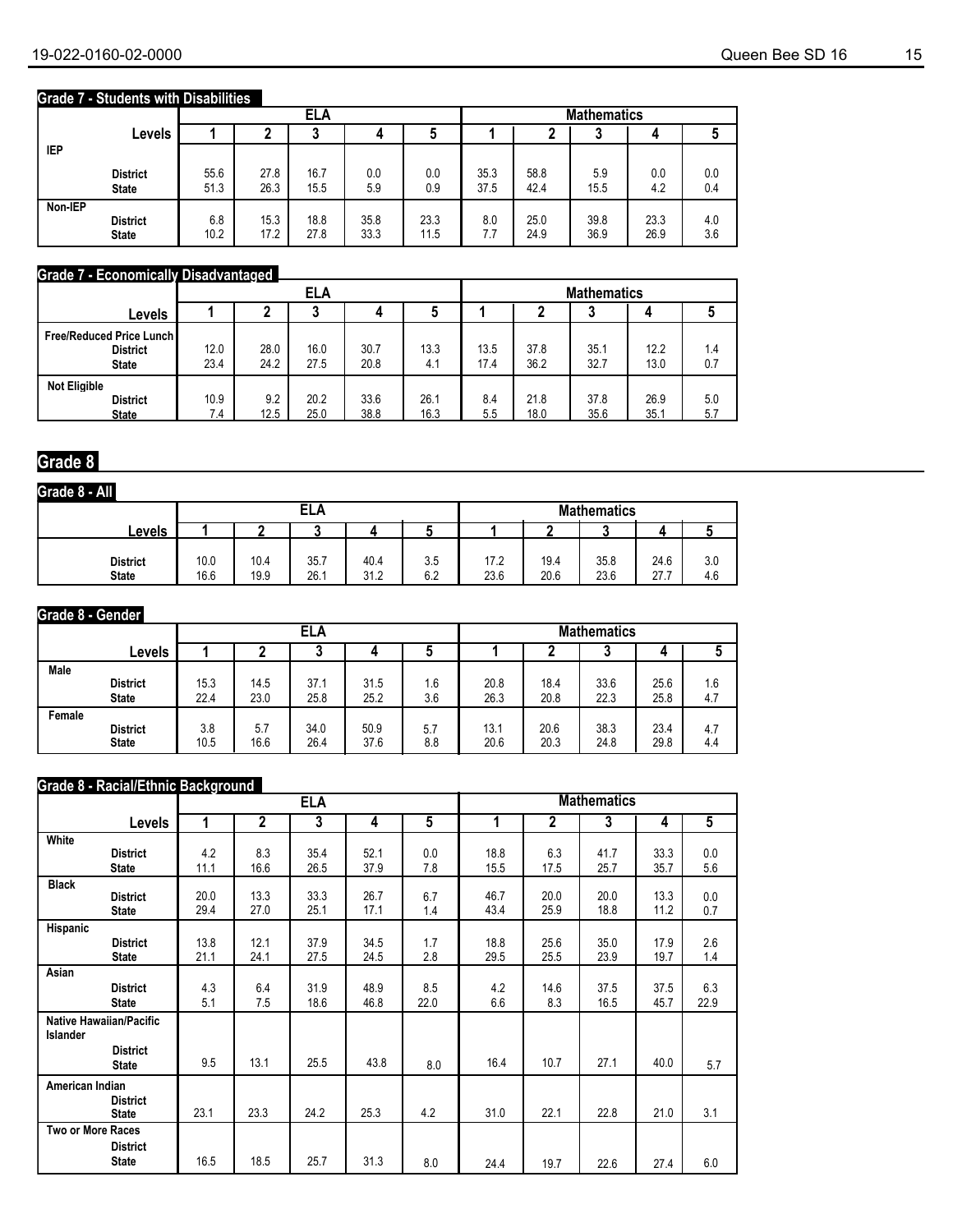### Grade 7 - Students with Disabilities

| Levels | ELA 1 | ELA 2 | ELA 3 | ELA 4 | ELA 5 | Mathematics 1 | Mathematics 2 | Mathematics 3 | Mathematics 4 | Mathematics 5 |
|---|---|---|---|---|---|---|---|---|---|---|
| **IEP** | | | | | | | | | | |
| District | 55.6 | 27.8 | 16.7 | 0.0 | 0.0 | 35.3 | 58.8 | 5.9 | 0.0 | 0.0 |
| State | 51.3 | 26.3 | 15.5 | 5.9 | 0.9 | 37.5 | 42.4 | 15.5 | 4.2 | 0.4 |
| **Non-IEP** | | | | | | | | | | |
| District | 6.8 | 15.3 | 18.8 | 35.8 | 23.3 | 8.0 | 25.0 | 39.8 | 23.3 | 4.0 |
| State | 10.2 | 17.2 | 27.8 | 33.3 | 11.5 | 7.7 | 24.9 | 36.9 | 26.9 | 3.6 |

### Grade 7 - Economically Disadvantaged

| Levels | ELA 1 | ELA 2 | ELA 3 | ELA 4 | ELA 5 | Mathematics 1 | Mathematics 2 | Mathematics 3 | Mathematics 4 | Mathematics 5 |
|---|---|---|---|---|---|---|---|---|---|---|
| **Free/Reduced Price Lunch** | | | | | | | | | | |
| District | 12.0 | 28.0 | 16.0 | 30.7 | 13.3 | 13.5 | 37.8 | 35.1 | 12.2 | 1.4 |
| State | 23.4 | 24.2 | 27.5 | 20.8 | 4.1 | 17.4 | 36.2 | 32.7 | 13.0 | 0.7 |
| **Not Eligible** | | | | | | | | | | |
| District | 10.9 | 9.2 | 20.2 | 33.6 | 26.1 | 8.4 | 21.8 | 37.8 | 26.9 | 5.0 |
| State | 7.4 | 12.5 | 25.0 | 38.8 | 16.3 | 5.5 | 18.0 | 35.6 | 35.1 | 5.7 |

## Grade 8

### Grade 8 - All

| Levels | ELA 1 | ELA 2 | ELA 3 | ELA 4 | ELA 5 | Mathematics 1 | Mathematics 2 | Mathematics 3 | Mathematics 4 | Mathematics 5 |
|---|---|---|---|---|---|---|---|---|---|---|
| District | 10.0 | 10.4 | 35.7 | 40.4 | 3.5 | 17.2 | 19.4 | 35.8 | 24.6 | 3.0 |
| State | 16.6 | 19.9 | 26.1 | 31.2 | 6.2 | 23.6 | 20.6 | 23.6 | 27.7 | 4.6 |

### Grade 8 - Gender

| Levels | ELA 1 | ELA 2 | ELA 3 | ELA 4 | ELA 5 | Mathematics 1 | Mathematics 2 | Mathematics 3 | Mathematics 4 | Mathematics 5 |
|---|---|---|---|---|---|---|---|---|---|---|
| **Male** | | | | | | | | | | |
| District | 15.3 | 14.5 | 37.1 | 31.5 | 1.6 | 20.8 | 18.4 | 33.6 | 25.6 | 1.6 |
| State | 22.4 | 23.0 | 25.8 | 25.2 | 3.6 | 26.3 | 20.8 | 22.3 | 25.8 | 4.7 |
| **Female** | | | | | | | | | | |
| District | 3.8 | 5.7 | 34.0 | 50.9 | 5.7 | 13.1 | 20.6 | 38.3 | 23.4 | 4.7 |
| State | 10.5 | 16.6 | 26.4 | 37.6 | 8.8 | 20.6 | 20.3 | 24.8 | 29.8 | 4.4 |

### Grade 8 - Racial/Ethnic Background

| Levels | ELA 1 | ELA 2 | ELA 3 | ELA 4 | ELA 5 | Mathematics 1 | Mathematics 2 | Mathematics 3 | Mathematics 4 | Mathematics 5 |
|---|---|---|---|---|---|---|---|---|---|---|
| **White** | | | | | | | | | | |
| District | 4.2 | 8.3 | 35.4 | 52.1 | 0.0 | 18.8 | 6.3 | 41.7 | 33.3 | 0.0 |
| State | 11.1 | 16.6 | 26.5 | 37.9 | 7.8 | 15.5 | 17.5 | 25.7 | 35.7 | 5.6 |
| **Black** | | | | | | | | | | |
| District | 20.0 | 13.3 | 33.3 | 26.7 | 6.7 | 46.7 | 20.0 | 20.0 | 13.3 | 0.0 |
| State | 29.4 | 27.0 | 25.1 | 17.1 | 1.4 | 43.4 | 25.9 | 18.8 | 11.2 | 0.7 |
| **Hispanic** | | | | | | | | | | |
| District | 13.8 | 12.1 | 37.9 | 34.5 | 1.7 | 18.8 | 25.6 | 35.0 | 17.9 | 2.6 |
| State | 21.1 | 24.1 | 27.5 | 24.5 | 2.8 | 29.5 | 25.5 | 23.9 | 19.7 | 1.4 |
| **Asian** | | | | | | | | | | |
| District | 4.3 | 6.4 | 31.9 | 48.9 | 8.5 | 4.2 | 14.6 | 37.5 | 37.5 | 6.3 |
| State | 5.1 | 7.5 | 18.6 | 46.8 | 22.0 | 6.6 | 8.3 | 16.5 | 45.7 | 22.9 |
| **Native Hawaiian/Pacific Islander** | | | | | | | | | | |
| District | | | | | | | | | | |
| State | 9.5 | 13.1 | 25.5 | 43.8 | 8.0 | 16.4 | 10.7 | 27.1 | 40.0 | 5.7 |
| **American Indian** | | | | | | | | | | |
| District | | | | | | | | | | |
| State | 23.1 | 23.3 | 24.2 | 25.3 | 4.2 | 31.0 | 22.1 | 22.8 | 21.0 | 3.1 |
| **Two or More Races** | | | | | | | | | | |
| District | | | | | | | | | | |
| State | 16.5 | 18.5 | 25.7 | 31.3 | 8.0 | 24.4 | 19.7 | 22.6 | 27.4 | 6.0 |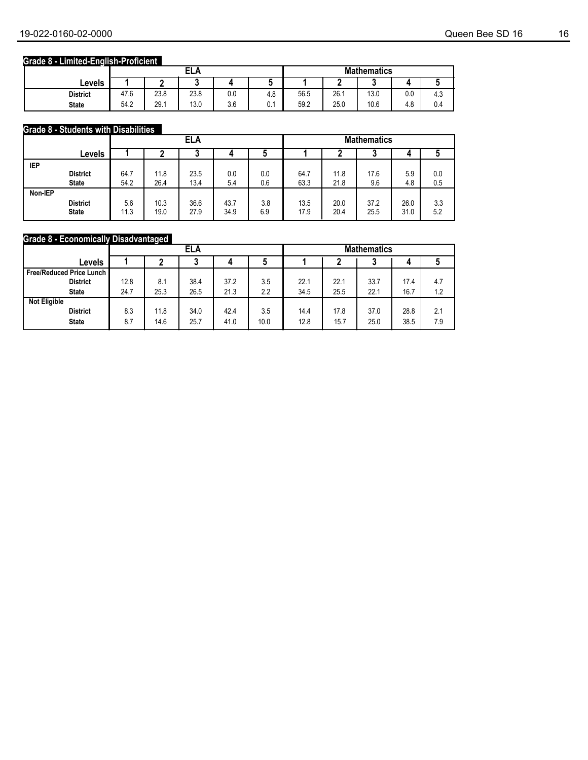## Grade 8 - Limited-English-Proficient

| Levels | ELA 1 | ELA 2 | ELA 3 | ELA 4 | ELA 5 | Mathematics 1 | Mathematics 2 | Mathematics 3 | Mathematics 4 | Mathematics 5 |
|---|---|---|---|---|---|---|---|---|---|---|
| District | 47.6 | 23.8 | 23.8 | 0.0 | 4.8 | 56.5 | 26.1 | 13.0 | 0.0 | 4.3 |
| State | 54.2 | 29.1 | 13.0 | 3.6 | 0.1 | 59.2 | 25.0 | 10.6 | 4.8 | 0.4 |

## Grade 8 - Students with Disabilities

| Levels | ELA 1 | ELA 2 | ELA 3 | ELA 4 | ELA 5 | Mathematics 1 | Mathematics 2 | Mathematics 3 | Mathematics 4 | Mathematics 5 |
|---|---|---|---|---|---|---|---|---|---|---|
| **IEP** | | | | | | | | | | |
| District | 64.7 | 11.8 | 23.5 | 0.0 | 0.0 | 64.7 | 11.8 | 17.6 | 5.9 | 0.0 |
| State | 54.2 | 26.4 | 13.4 | 5.4 | 0.6 | 63.3 | 21.8 | 9.6 | 4.8 | 0.5 |
| **Non-IEP** | | | | | | | | | | |
| District | 5.6 | 10.3 | 36.6 | 43.7 | 3.8 | 13.5 | 20.0 | 37.2 | 26.0 | 3.3 |
| State | 11.3 | 19.0 | 27.9 | 34.9 | 6.9 | 17.9 | 20.4 | 25.5 | 31.0 | 5.2 |

## Grade 8 - Economically Disadvantaged

| Levels | ELA 1 | ELA 2 | ELA 3 | ELA 4 | ELA 5 | Mathematics 1 | Mathematics 2 | Mathematics 3 | Mathematics 4 | Mathematics 5 |
|---|---|---|---|---|---|---|---|---|---|---|
| **Free/Reduced Price Lunch** | | | | | | | | | | |
| District | 12.8 | 8.1 | 38.4 | 37.2 | 3.5 | 22.1 | 22.1 | 33.7 | 17.4 | 4.7 |
| State | 24.7 | 25.3 | 26.5 | 21.3 | 2.2 | 34.5 | 25.5 | 22.1 | 16.7 | 1.2 |
| **Not Eligible** | | | | | | | | | | |
| District | 8.3 | 11.8 | 34.0 | 42.4 | 3.5 | 14.4 | 17.8 | 37.0 | 28.8 | 2.1 |
| State | 8.7 | 14.6 | 25.7 | 41.0 | 10.0 | 12.8 | 15.7 | 25.0 | 38.5 | 7.9 |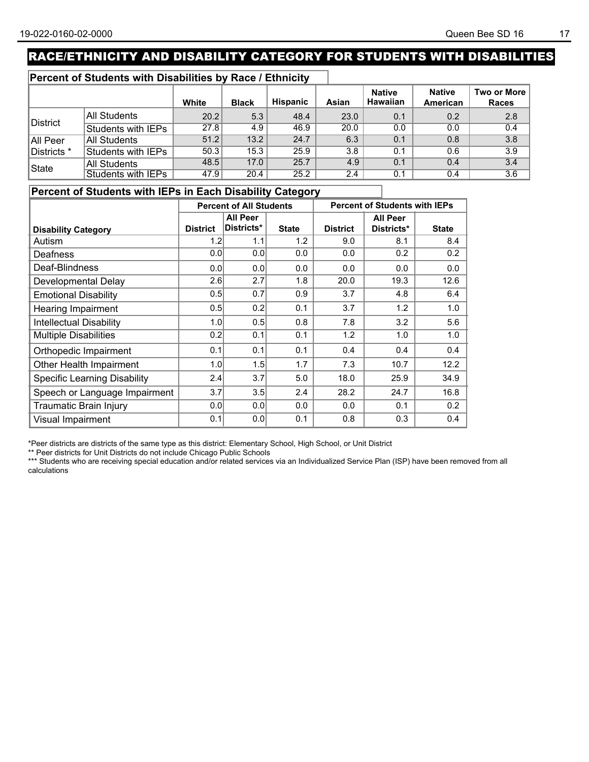# RACE/ETHNICITY AND DISABILITY CATEGORY FOR STUDENTS WITH DISABILITIES

## Percent of Students with Disabilities by Race / Ethnicity

| | | White | Black | Hispanic | Asian | Native Hawaiian | Native American | Two or More Races |
|---|---|---|---|---|---|---|---|---|
| District | All Students | 20.2 | 5.3 | 48.4 | 23.0 | 0.1 | 0.2 | 2.8 |
| | Students with IEPs | 27.8 | 4.9 | 46.9 | 20.0 | 0.0 | 0.0 | 0.4 |
| All Peer Districts * | All Students | 51.2 | 13.2 | 24.7 | 6.3 | 0.1 | 0.8 | 3.8 |
| | Students with IEPs | 50.3 | 15.3 | 25.9 | 3.8 | 0.1 | 0.6 | 3.9 |
| State | All Students | 48.5 | 17.0 | 25.7 | 4.9 | 0.1 | 0.4 | 3.4 |
| | Students with IEPs | 47.9 | 20.4 | 25.2 | 2.4 | 0.1 | 0.4 | 3.6 |

## Percent of Students with IEPs in Each Disability Category

| | Percent of All Students | | | Percent of Students with IEPs | | |
|---|---|---|---|---|---|---|
| Disability Category | District | All Peer Districts* | State | District | All Peer Districts* | State |
| Autism | 1.2 | 1.1 | 1.2 | 9.0 | 8.1 | 8.4 |
| Deafness | 0.0 | 0.0 | 0.0 | 0.0 | 0.2 | 0.2 |
| Deaf-Blindness | 0.0 | 0.0 | 0.0 | 0.0 | 0.0 | 0.0 |
| Developmental Delay | 2.6 | 2.7 | 1.8 | 20.0 | 19.3 | 12.6 |
| Emotional Disability | 0.5 | 0.7 | 0.9 | 3.7 | 4.8 | 6.4 |
| Hearing Impairment | 0.5 | 0.2 | 0.1 | 3.7 | 1.2 | 1.0 |
| Intellectual Disability | 1.0 | 0.5 | 0.8 | 7.8 | 3.2 | 5.6 |
| Multiple Disabilities | 0.2 | 0.1 | 0.1 | 1.2 | 1.0 | 1.0 |
| Orthopedic Impairment | 0.1 | 0.1 | 0.1 | 0.4 | 0.4 | 0.4 |
| Other Health Impairment | 1.0 | 1.5 | 1.7 | 7.3 | 10.7 | 12.2 |
| Specific Learning Disability | 2.4 | 3.7 | 5.0 | 18.0 | 25.9 | 34.9 |
| Speech or Language Impairment | 3.7 | 3.5 | 2.4 | 28.2 | 24.7 | 16.8 |
| Traumatic Brain Injury | 0.0 | 0.0 | 0.0 | 0.0 | 0.1 | 0.2 |
| Visual Impairment | 0.1 | 0.0 | 0.1 | 0.8 | 0.3 | 0.4 |

*Peer districts are districts of the same type as this district: Elementary School, High School, or Unit District

** Peer districts for Unit Districts do not include Chicago Public Schools

*** Students who are receiving special education and/or related services via an Individualized Service Plan (ISP) have been removed from all calculations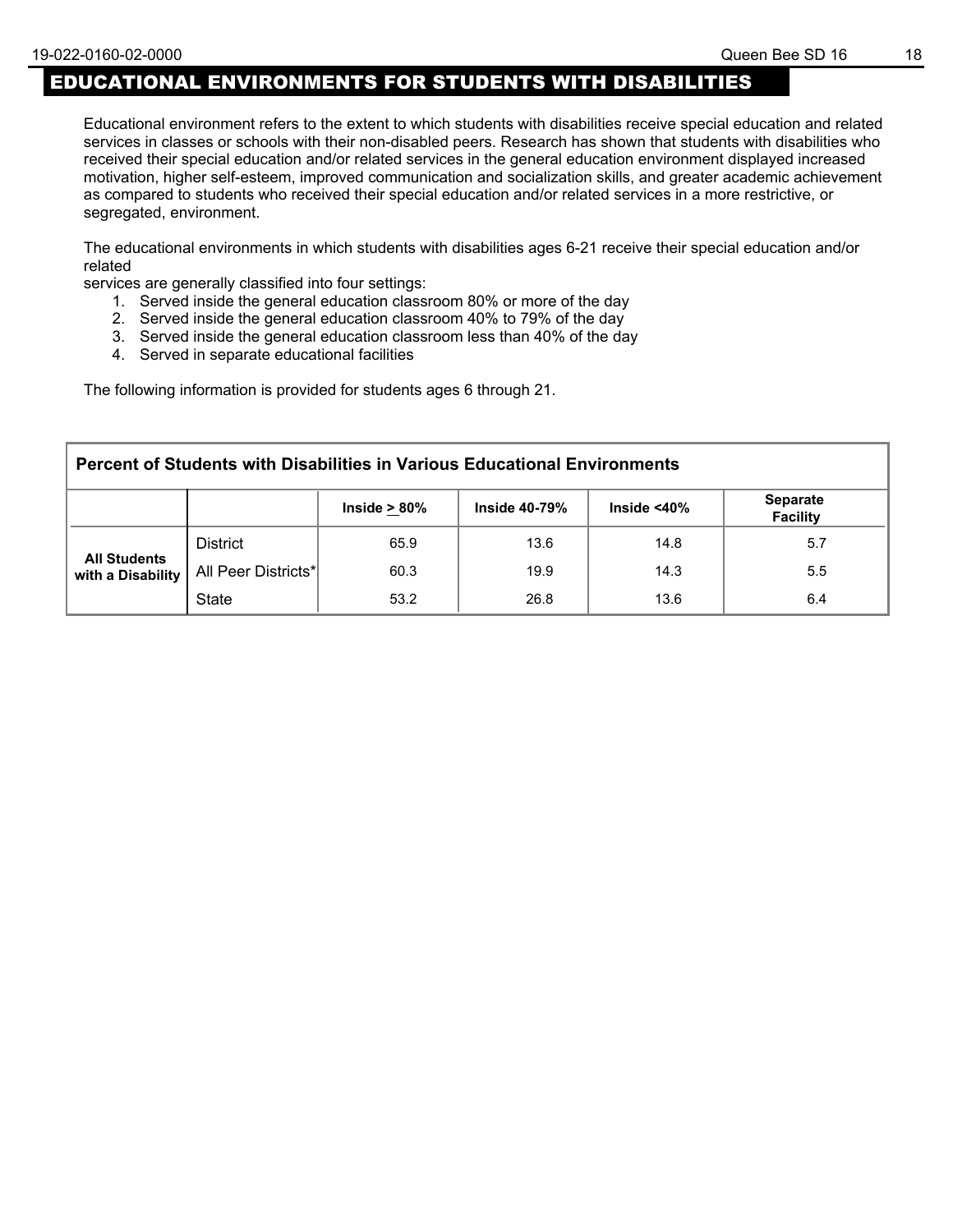# EDUCATIONAL ENVIRONMENTS FOR STUDENTS WITH DISABILITIES

Educational environment refers to the extent to which students with disabilities receive special education and related services in classes or schools with their non-disabled peers. Research has shown that students with disabilities who received their special education and/or related services in the general education environment displayed increased motivation, higher self-esteem, improved communication and socialization skills, and greater academic achievement as compared to students who received their special education and/or related services in a more restrictive, or segregated, environment.

The educational environments in which students with disabilities ages 6-21 receive their special education and/or related
services are generally classified into four settings:

1. Served inside the general education classroom 80% or more of the day
2. Served inside the general education classroom 40% to 79% of the day
3. Served inside the general education classroom less than 40% of the day
4. Served in separate educational facilities

The following information is provided for students ages 6 through 21.

**Percent of Students with Disabilities in Various Educational Environments**

| | | Inside ≥ 80% | Inside 40-79% | Inside <40% | Separate Facility |
|---|---|---|---|---|---|
| **All Students with a Disability** | District | 65.9 | 13.6 | 14.8 | 5.7 |
| | All Peer Districts* | 60.3 | 19.9 | 14.3 | 5.5 |
| | State | 53.2 | 26.8 | 13.6 | 6.4 |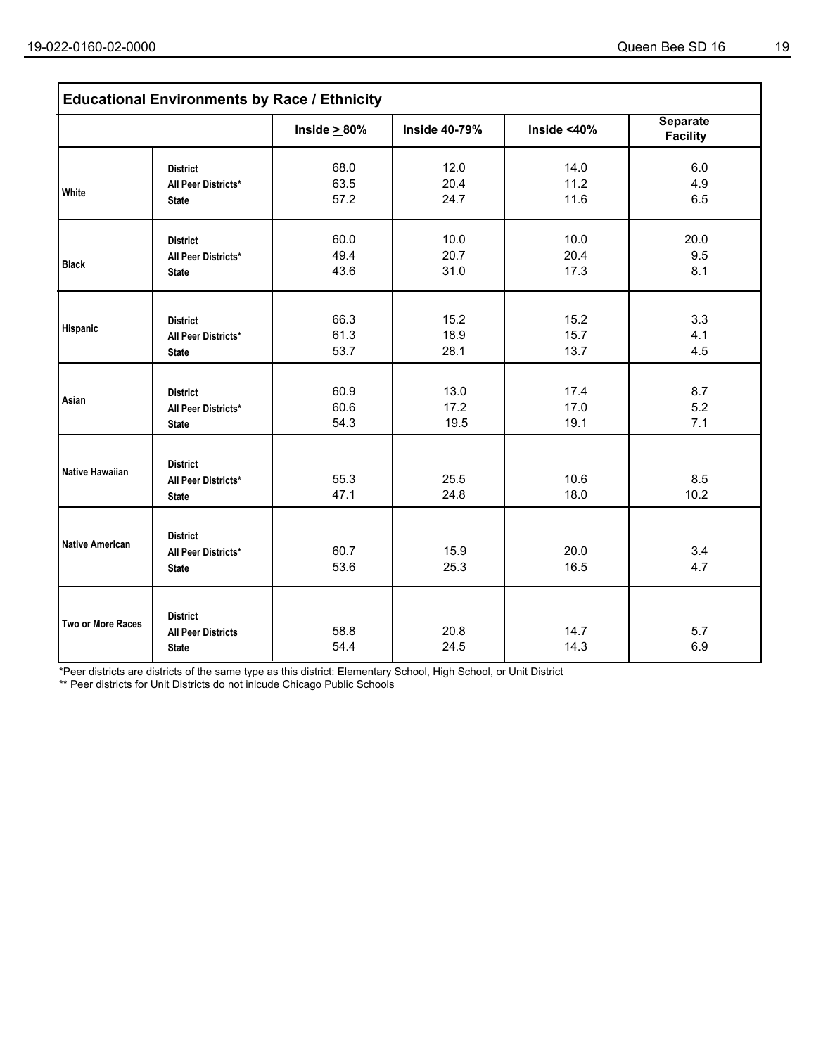## Educational Environments by Race / Ethnicity

| | | Inside ≥ 80% | Inside 40-79% | Inside <40% | Separate Facility |
|---|---|---|---|---|---|
| White | District | 68.0 | 12.0 | 14.0 | 6.0 |
| | All Peer Districts* | 63.5 | 20.4 | 11.2 | 4.9 |
| | State | 57.2 | 24.7 | 11.6 | 6.5 |
| Black | District | 60.0 | 10.0 | 10.0 | 20.0 |
| | All Peer Districts* | 49.4 | 20.7 | 20.4 | 9.5 |
| | State | 43.6 | 31.0 | 17.3 | 8.1 |
| Hispanic | District | 66.3 | 15.2 | 15.2 | 3.3 |
| | All Peer Districts* | 61.3 | 18.9 | 15.7 | 4.1 |
| | State | 53.7 | 28.1 | 13.7 | 4.5 |
| Asian | District | 60.9 | 13.0 | 17.4 | 8.7 |
| | All Peer Districts* | 60.6 | 17.2 | 17.0 | 5.2 |
| | State | 54.3 | 19.5 | 19.1 | 7.1 |
| Native Hawaiian | District | | | | |
| | All Peer Districts* | 55.3 | 25.5 | 10.6 | 8.5 |
| | State | 47.1 | 24.8 | 18.0 | 10.2 |
| Native American | District | | | | |
| | All Peer Districts* | 60.7 | 15.9 | 20.0 | 3.4 |
| | State | 53.6 | 25.3 | 16.5 | 4.7 |
| Two or More Races | District | | | | |
| | All Peer Districts | 58.8 | 20.8 | 14.7 | 5.7 |
| | State | 54.4 | 24.5 | 14.3 | 6.9 |

*Peer districts are districts of the same type as this district: Elementary School, High School, or Unit District

** Peer districts for Unit Districts do not inlcude Chicago Public Schools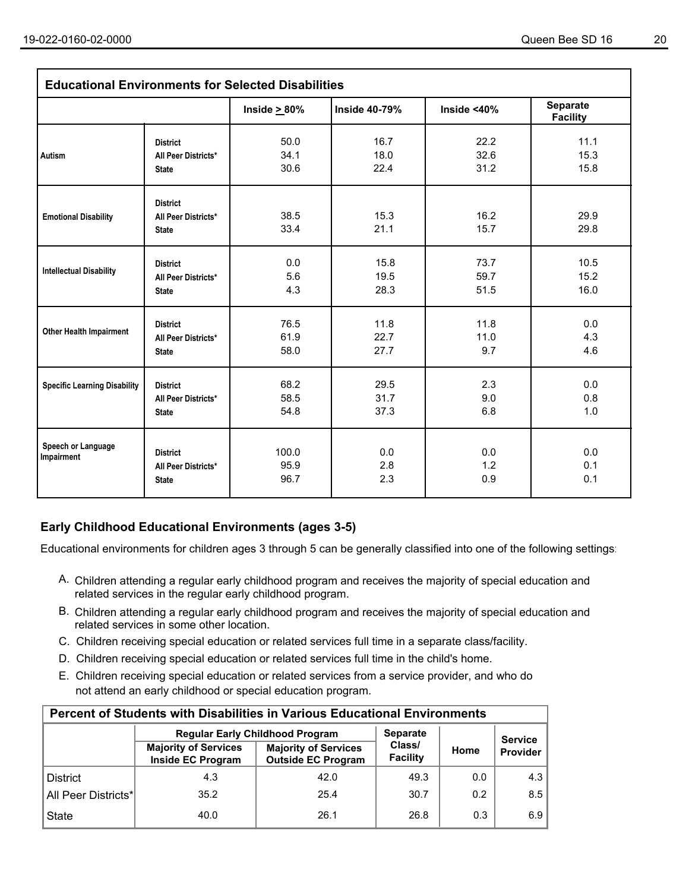| Educational Environments for Selected Disabilities | | | | | |
|---|---|---|---|---|---|
| | | Inside ≥ 80% | Inside 40-79% | Inside <40% | Separate Facility |
| Autism | District | 50.0 | 16.7 | 22.2 | 11.1 |
| | All Peer Districts* | 34.1 | 18.0 | 32.6 | 15.3 |
| | State | 30.6 | 22.4 | 31.2 | 15.8 |
| Emotional Disability | District | | | | |
| | All Peer Districts* | 38.5 | 15.3 | 16.2 | 29.9 |
| | State | 33.4 | 21.1 | 15.7 | 29.8 |
| Intellectual Disability | District | 0.0 | 15.8 | 73.7 | 10.5 |
| | All Peer Districts* | 5.6 | 19.5 | 59.7 | 15.2 |
| | State | 4.3 | 28.3 | 51.5 | 16.0 |
| Other Health Impairment | District | 76.5 | 11.8 | 11.8 | 0.0 |
| | All Peer Districts* | 61.9 | 22.7 | 11.0 | 4.3 |
| | State | 58.0 | 27.7 | 9.7 | 4.6 |
| Specific Learning Disability | District | 68.2 | 29.5 | 2.3 | 0.0 |
| | All Peer Districts* | 58.5 | 31.7 | 9.0 | 0.8 |
| | State | 54.8 | 37.3 | 6.8 | 1.0 |
| Speech or Language Impairment | District | 100.0 | 0.0 | 0.0 | 0.0 |
| | All Peer Districts* | 95.9 | 2.8 | 1.2 | 0.1 |
| | State | 96.7 | 2.3 | 0.9 | 0.1 |

## Early Childhood Educational Environments (ages 3-5)

Educational environments for children ages 3 through 5 can be generally classified into one of the following settings:

A. Children attending a regular early childhood program and receives the majority of special education and related services in the regular early childhood program.

B. Children attending a regular early childhood program and receives the majority of special education and related services in some other location.

C. Children receiving special education or related services full time in a separate class/facility.

D. Children receiving special education or related services full time in the child's home.

E. Children receiving special education or related services from a service provider, and who do not attend an early childhood or special education program.

| Percent of Students with Disabilities in Various Educational Environments | | | | | |
|---|---|---|---|---|---|
| | Regular Early Childhood Program | | Separate Class/ Facility | Home | Service Provider |
| | Majority of Services Inside EC Program | Majority of Services Outside EC Program | | | |
| District | 4.3 | 42.0 | 49.3 | 0.0 | 4.3 |
| All Peer Districts* | 35.2 | 25.4 | 30.7 | 0.2 | 8.5 |
| State | 40.0 | 26.1 | 26.8 | 0.3 | 6.9 |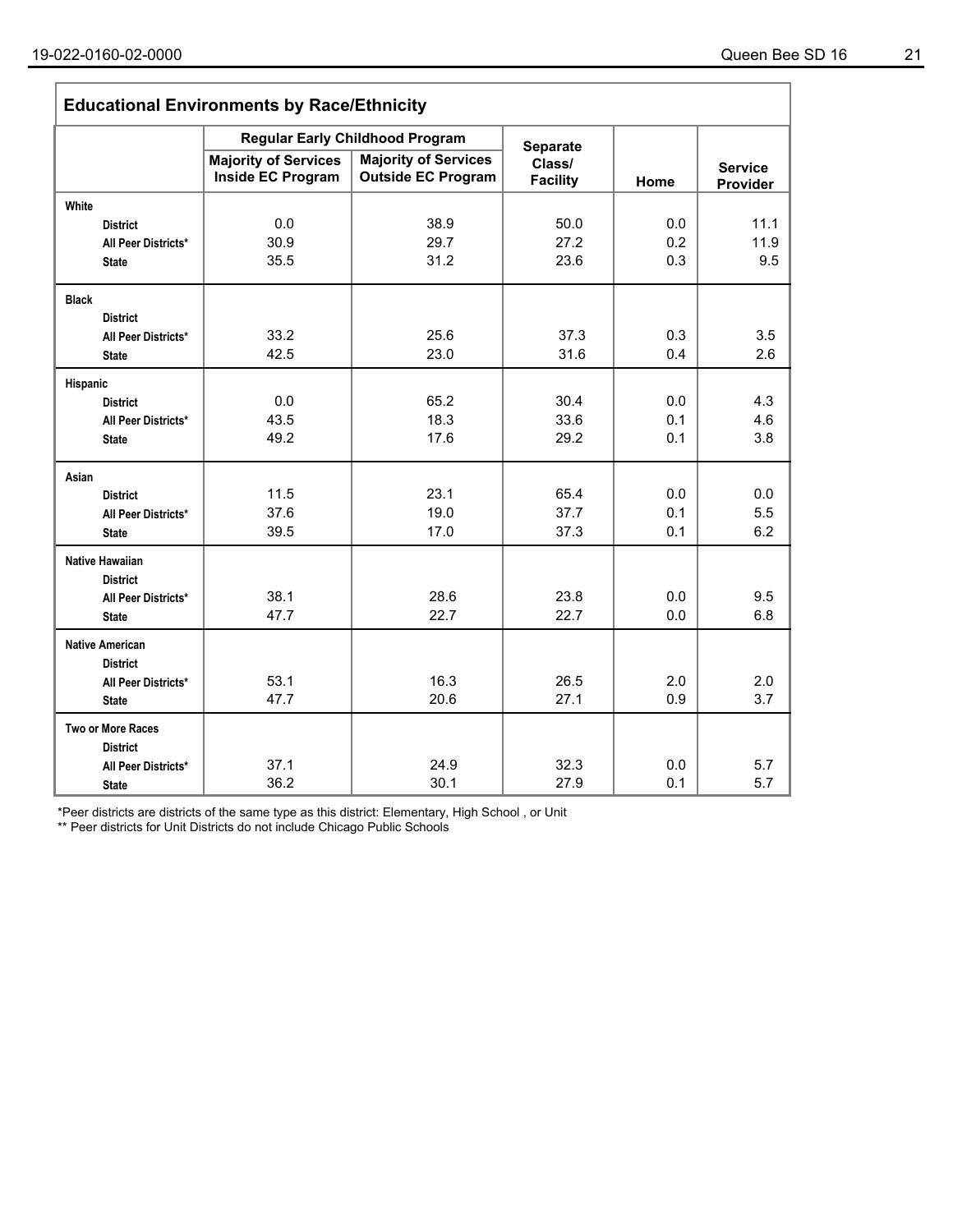## Educational Environments by Race/Ethnicity

| | Regular Early Childhood Program | | Separate Class/ Facility | Home | Service Provider |
|---|---|---|---|---|---|
| | Majority of Services Inside EC Program | Majority of Services Outside EC Program | | | |
| **White** | | | | | |
| District | 0.0 | 38.9 | 50.0 | 0.0 | 11.1 |
| All Peer Districts* | 30.9 | 29.7 | 27.2 | 0.2 | 11.9 |
| State | 35.5 | 31.2 | 23.6 | 0.3 | 9.5 |
| **Black** | | | | | |
| District | | | | | |
| All Peer Districts* | 33.2 | 25.6 | 37.3 | 0.3 | 3.5 |
| State | 42.5 | 23.0 | 31.6 | 0.4 | 2.6 |
| **Hispanic** | | | | | |
| District | 0.0 | 65.2 | 30.4 | 0.0 | 4.3 |
| All Peer Districts* | 43.5 | 18.3 | 33.6 | 0.1 | 4.6 |
| State | 49.2 | 17.6 | 29.2 | 0.1 | 3.8 |
| **Asian** | | | | | |
| District | 11.5 | 23.1 | 65.4 | 0.0 | 0.0 |
| All Peer Districts* | 37.6 | 19.0 | 37.7 | 0.1 | 5.5 |
| State | 39.5 | 17.0 | 37.3 | 0.1 | 6.2 |
| **Native Hawaiian** | | | | | |
| District | | | | | |
| All Peer Districts* | 38.1 | 28.6 | 23.8 | 0.0 | 9.5 |
| State | 47.7 | 22.7 | 22.7 | 0.0 | 6.8 |
| **Native American** | | | | | |
| District | | | | | |
| All Peer Districts* | 53.1 | 16.3 | 26.5 | 2.0 | 2.0 |
| State | 47.7 | 20.6 | 27.1 | 0.9 | 3.7 |
| **Two or More Races** | | | | | |
| District | | | | | |
| All Peer Districts* | 37.1 | 24.9 | 32.3 | 0.0 | 5.7 |
| State | 36.2 | 30.1 | 27.9 | 0.1 | 5.7 |

*Peer districts are districts of the same type as this district: Elementary, High School , or Unit

** Peer districts for Unit Districts do not include Chicago Public Schools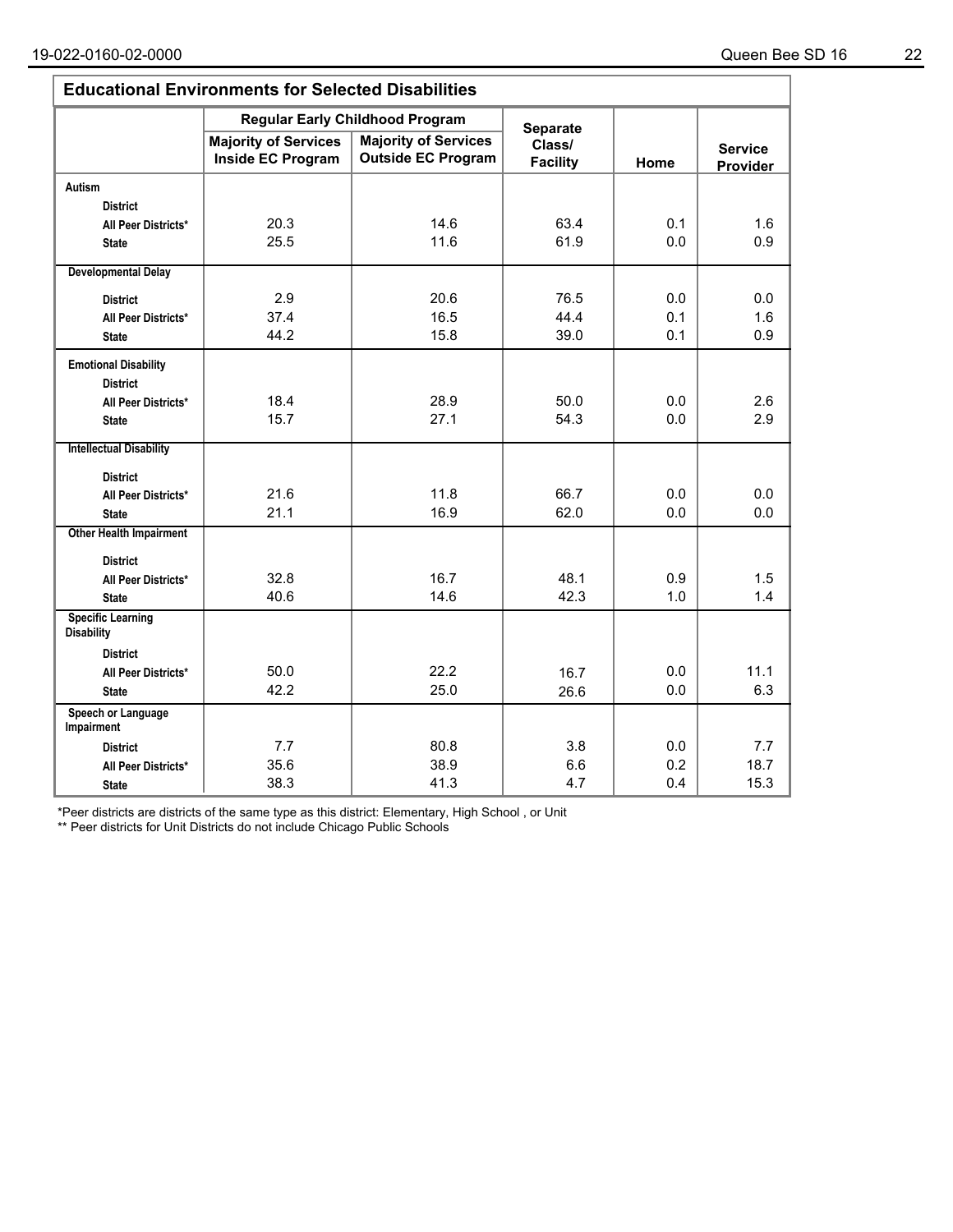## Educational Environments for Selected Disabilities

| | Regular Early Childhood Program | | Separate Class/ Facility | Home | Service Provider |
|---|---|---|---|---|---|
| | Majority of Services Inside EC Program | Majority of Services Outside EC Program | | | |
| **Autism** | | | | | |
| District | | | | | |
| All Peer Districts* | 20.3 | 14.6 | 63.4 | 0.1 | 1.6 |
| State | 25.5 | 11.6 | 61.9 | 0.0 | 0.9 |
| **Developmental Delay** | | | | | |
| District | 2.9 | 20.6 | 76.5 | 0.0 | 0.0 |
| All Peer Districts* | 37.4 | 16.5 | 44.4 | 0.1 | 1.6 |
| State | 44.2 | 15.8 | 39.0 | 0.1 | 0.9 |
| **Emotional Disability** | | | | | |
| District | | | | | |
| All Peer Districts* | 18.4 | 28.9 | 50.0 | 0.0 | 2.6 |
| State | 15.7 | 27.1 | 54.3 | 0.0 | 2.9 |
| **Intellectual Disability** | | | | | |
| District | | | | | |
| All Peer Districts* | 21.6 | 11.8 | 66.7 | 0.0 | 0.0 |
| State | 21.1 | 16.9 | 62.0 | 0.0 | 0.0 |
| **Other Health Impairment** | | | | | |
| District | | | | | |
| All Peer Districts* | 32.8 | 16.7 | 48.1 | 0.9 | 1.5 |
| State | 40.6 | 14.6 | 42.3 | 1.0 | 1.4 |
| **Specific Learning Disability** | | | | | |
| District | | | | | |
| All Peer Districts* | 50.0 | 22.2 | 16.7 | 0.0 | 11.1 |
| State | 42.2 | 25.0 | 26.6 | 0.0 | 6.3 |
| **Speech or Language Impairment** | | | | | |
| District | 7.7 | 80.8 | 3.8 | 0.0 | 7.7 |
| All Peer Districts* | 35.6 | 38.9 | 6.6 | 0.2 | 18.7 |
| State | 38.3 | 41.3 | 4.7 | 0.4 | 15.3 |

*Peer districts are districts of the same type as this district: Elementary, High School , or Unit

** Peer districts for Unit Districts do not include Chicago Public Schools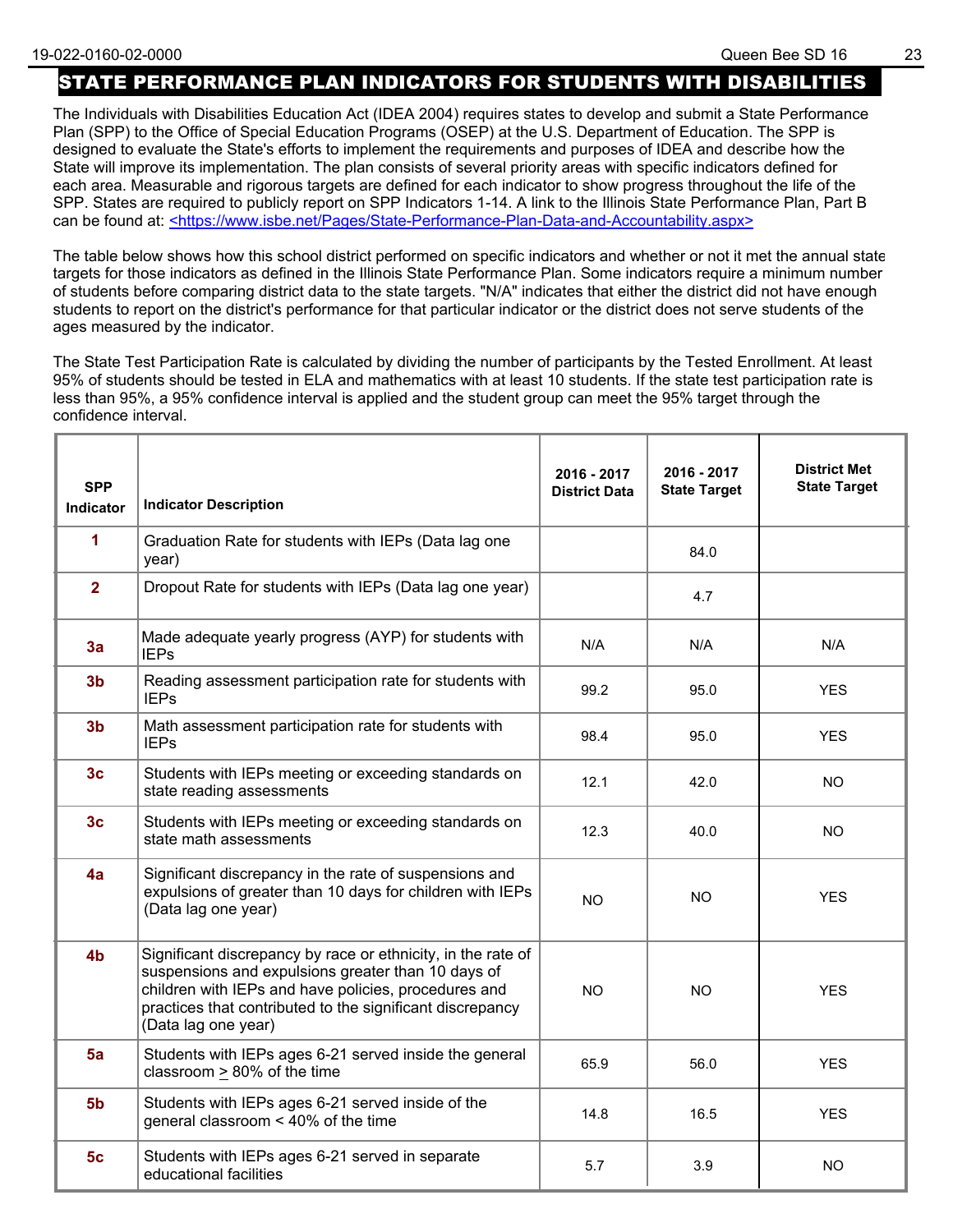## STATE PERFORMANCE PLAN INDICATORS FOR STUDENTS WITH DISABILITIES

The Individuals with Disabilities Education Act (IDEA 2004) requires states to develop and submit a State Performance Plan (SPP) to the Office of Special Education Programs (OSEP) at the U.S. Department of Education. The SPP is designed to evaluate the State's efforts to implement the requirements and purposes of IDEA and describe how the State will improve its implementation. The plan consists of several priority areas with specific indicators defined for each area. Measurable and rigorous targets are defined for each indicator to show progress throughout the life of the SPP. States are required to publicly report on SPP Indicators 1-14. A link to the Illinois State Performance Plan, Part B can be found at: <https://www.isbe.net/Pages/State-Performance-Plan-Data-and-Accountability.aspx>

The table below shows how this school district performed on specific indicators and whether or not it met the annual state targets for those indicators as defined in the Illinois State Performance Plan. Some indicators require a minimum number of students before comparing district data to the state targets. "N/A" indicates that either the district did not have enough students to report on the district's performance for that particular indicator or the district does not serve students of the ages measured by the indicator.

The State Test Participation Rate is calculated by dividing the number of participants by the Tested Enrollment. At least 95% of students should be tested in ELA and mathematics with at least 10 students. If the state test participation rate is less than 95%, a 95% confidence interval is applied and the student group can meet the 95% target through the confidence interval.

| SPP Indicator | Indicator Description | 2016 - 2017 District Data | 2016 - 2017 State Target | District Met State Target |
|---|---|---|---|---|
| 1 | Graduation Rate for students with IEPs (Data lag one year) | | 84.0 | |
| 2 | Dropout Rate for students with IEPs (Data lag one year) | | 4.7 | |
| 3a | Made adequate yearly progress (AYP) for students with IEPs | N/A | N/A | N/A |
| 3b | Reading assessment participation rate for students with IEPs | 99.2 | 95.0 | YES |
| 3b | Math assessment participation rate for students with IEPs | 98.4 | 95.0 | YES |
| 3c | Students with IEPs meeting or exceeding standards on state reading assessments | 12.1 | 42.0 | NO |
| 3c | Students with IEPs meeting or exceeding standards on state math assessments | 12.3 | 40.0 | NO |
| 4a | Significant discrepancy in the rate of suspensions and expulsions of greater than 10 days for children with IEPs (Data lag one year) | NO | NO | YES |
| 4b | Significant discrepancy by race or ethnicity, in the rate of suspensions and expulsions greater than 10 days of children with IEPs and have policies, procedures and practices that contributed to the significant discrepancy (Data lag one year) | NO | NO | YES |
| 5a | Students with IEPs ages 6-21 served inside the general classroom ≥ 80% of the time | 65.9 | 56.0 | YES |
| 5b | Students with IEPs ages 6-21 served inside of the general classroom < 40% of the time | 14.8 | 16.5 | YES |
| 5c | Students with IEPs ages 6-21 served in separate educational facilities | 5.7 | 3.9 | NO |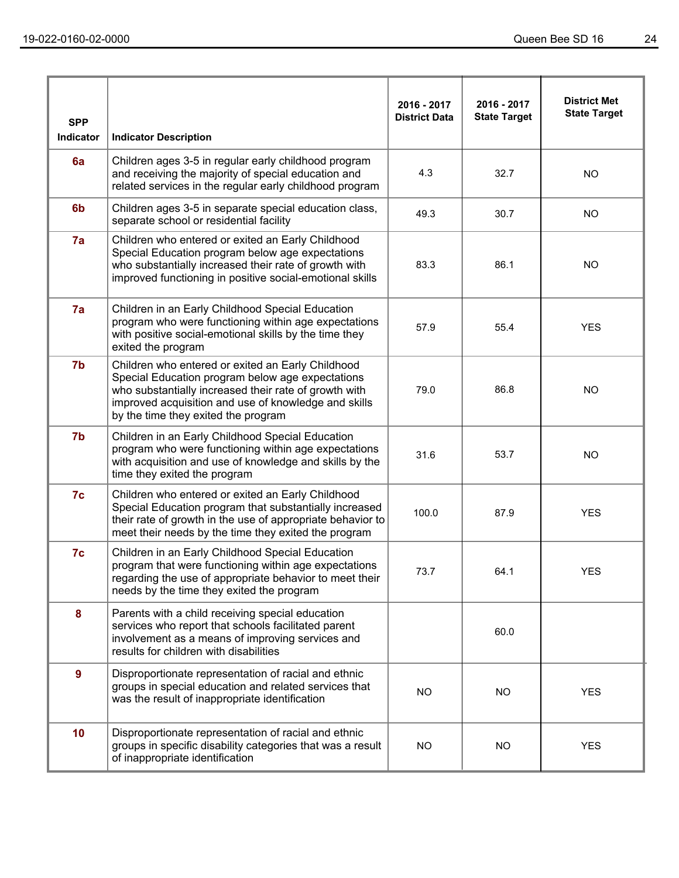| SPP Indicator | Indicator Description | 2016 - 2017 District Data | 2016 - 2017 State Target | District Met State Target |
|---|---|---|---|---|
| 6a | Children ages 3-5 in regular early childhood program and receiving the majority of special education and related services in the regular early childhood program | 4.3 | 32.7 | NO |
| 6b | Children ages 3-5 in separate special education class, separate school or residential facility | 49.3 | 30.7 | NO |
| 7a | Children who entered or exited an Early Childhood Special Education program below age expectations who substantially increased their rate of growth with improved functioning in positive social-emotional skills | 83.3 | 86.1 | NO |
| 7a | Children in an Early Childhood Special Education program who were functioning within age expectations with positive social-emotional skills by the time they exited the program | 57.9 | 55.4 | YES |
| 7b | Children who entered or exited an Early Childhood Special Education program below age expectations who substantially increased their rate of growth with improved acquisition and use of knowledge and skills by the time they exited the program | 79.0 | 86.8 | NO |
| 7b | Children in an Early Childhood Special Education program who were functioning within age expectations with acquisition and use of knowledge and skills by the time they exited the program | 31.6 | 53.7 | NO |
| 7c | Children who entered or exited an Early Childhood Special Education program that substantially increased their rate of growth in the use of appropriate behavior to meet their needs by the time they exited the program | 100.0 | 87.9 | YES |
| 7c | Children in an Early Childhood Special Education program that were functioning within age expectations regarding the use of appropriate behavior to meet their needs by the time they exited the program | 73.7 | 64.1 | YES |
| 8 | Parents with a child receiving special education services who report that schools facilitated parent involvement as a means of improving services and results for children with disabilities | | 60.0 | |
| 9 | Disproportionate representation of racial and ethnic groups in special education and related services that was the result of inappropriate identification | NO | NO | YES |
| 10 | Disproportionate representation of racial and ethnic groups in specific disability categories that was a result of inappropriate identification | NO | NO | YES |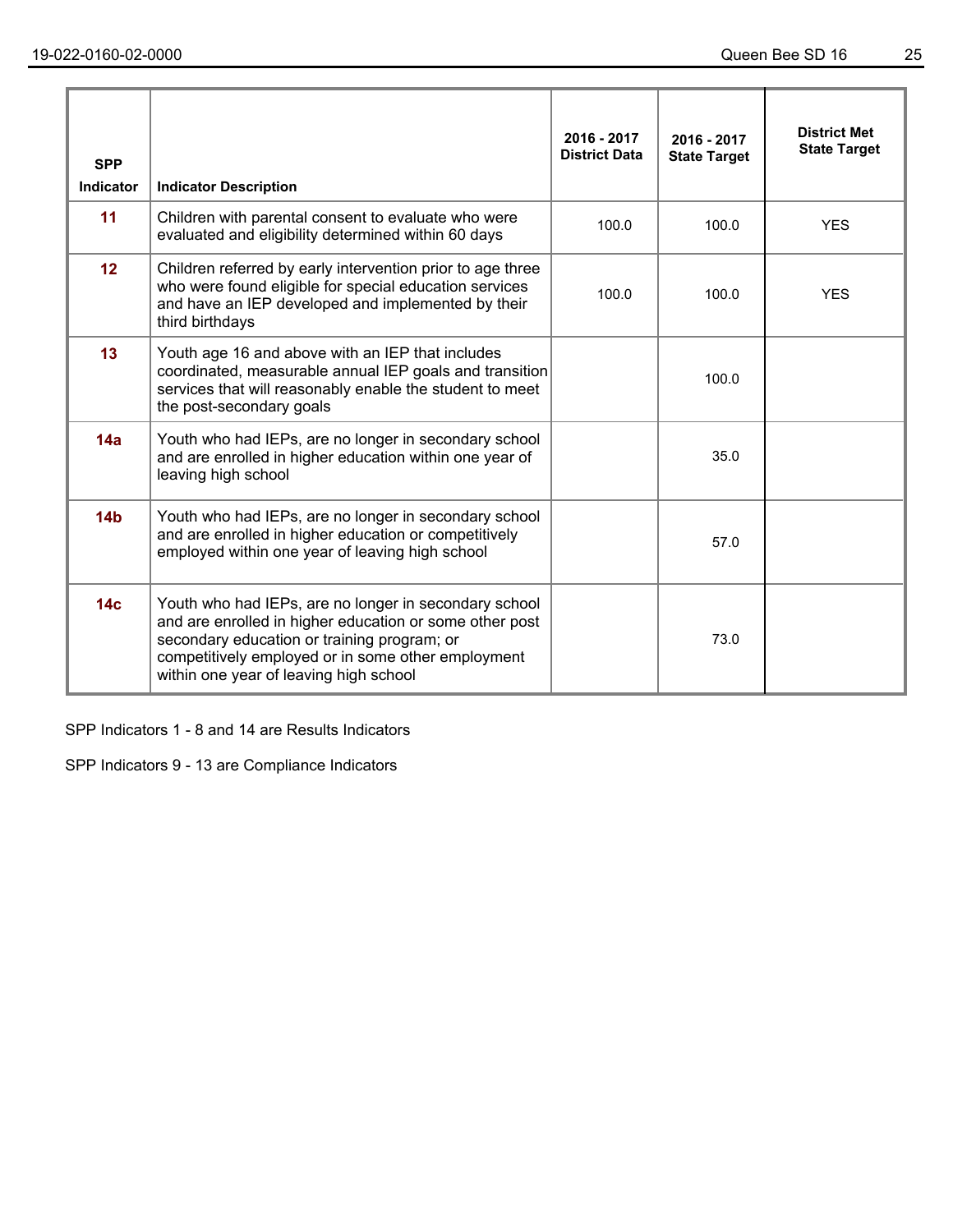| SPP Indicator | Indicator Description | 2016 - 2017 District Data | 2016 - 2017 State Target | District Met State Target |
|---|---|---|---|---|
| 11 | Children with parental consent to evaluate who were evaluated and eligibility determined within 60 days | 100.0 | 100.0 | YES |
| 12 | Children referred by early intervention prior to age three who were found eligible for special education services and have an IEP developed and implemented by their third birthdays | 100.0 | 100.0 | YES |
| 13 | Youth age 16 and above with an IEP that includes coordinated, measurable annual IEP goals and transition services that will reasonably enable the student to meet the post-secondary goals | | 100.0 | |
| 14a | Youth who had IEPs, are no longer in secondary school and are enrolled in higher education within one year of leaving high school | | 35.0 | |
| 14b | Youth who had IEPs, are no longer in secondary school and are enrolled in higher education or competitively employed within one year of leaving high school | | 57.0 | |
| 14c | Youth who had IEPs, are no longer in secondary school and are enrolled in higher education or some other post secondary education or training program; or competitively employed or in some other employment within one year of leaving high school | | 73.0 | |

SPP Indicators 1 - 8 and 14 are Results Indicators

SPP Indicators 9 - 13 are Compliance Indicators